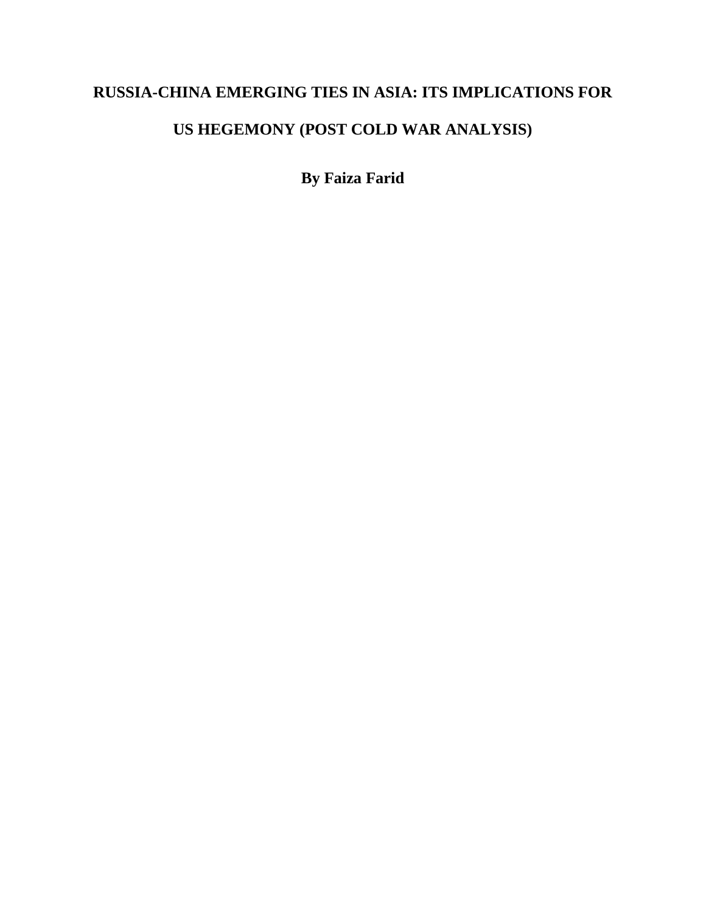# RUSSIA-CHINA EMERGING TIES IN ASIA: ITS IMPLICATIONS FOR US HEGEMONY (POST COLD WAR ANALYSIS)

**By Faiza Farid**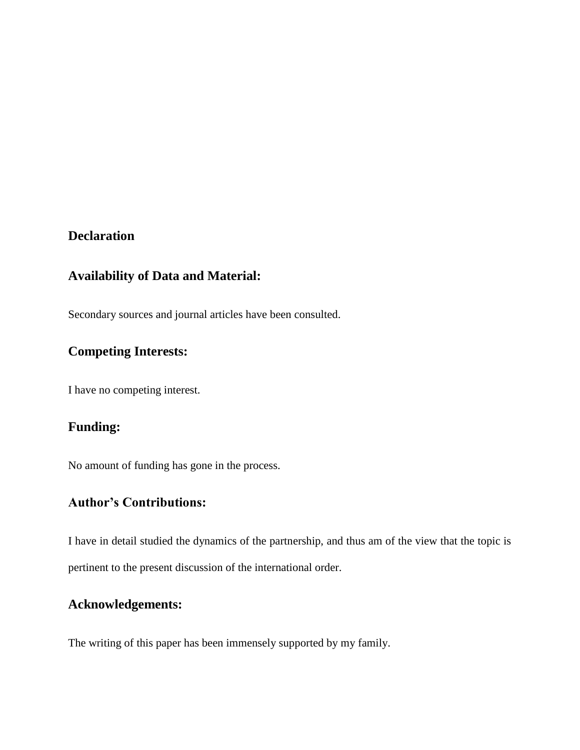## Declaration

## Availability of Data and Material:

Secondary sources and journal articles have been consulted.

## Competing Interests:

I have no competing interest.

## Funding:

No amount of funding has gone in the process.

## Author's Contributions:

I have in detail studied the dynamics of the partnership, and thus am of the view that the topic is pertinent to the present discussion of the international order.

## Acknowledgements:

The writing of this paper has been immensely supported by my family.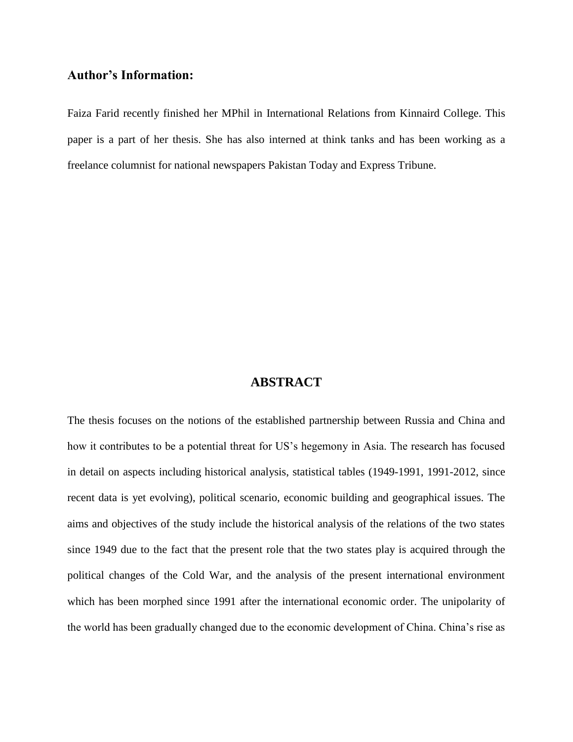## Author's Information:

Faiza Farid recently finished her MPhil in International Relations from Kinnaird College. This paper is a part of her thesis. She has also interned at think tanks and has been working as a freelance columnist for national newspapers Pakistan Today and Express Tribune.

## ABSTRACT

The thesis focuses on the notions of the established partnership between Russia and China and how it contributes to be a potential threat for US's hegemony in Asia. The research has focused in detail on aspects including historical analysis, statistical tables (1949-1991, 1991-2012, since recent data is yet evolving), political scenario, economic building and geographical issues. The aims and objectives of the study include the historical analysis of the relations of the two states since 1949 due to the fact that the present role that the two states play is acquired through the political changes of the Cold War, and the analysis of the present international environment which has been morphed since 1991 after the international economic order. The unipolarity of the world has been gradually changed due to the economic development of China. China's rise as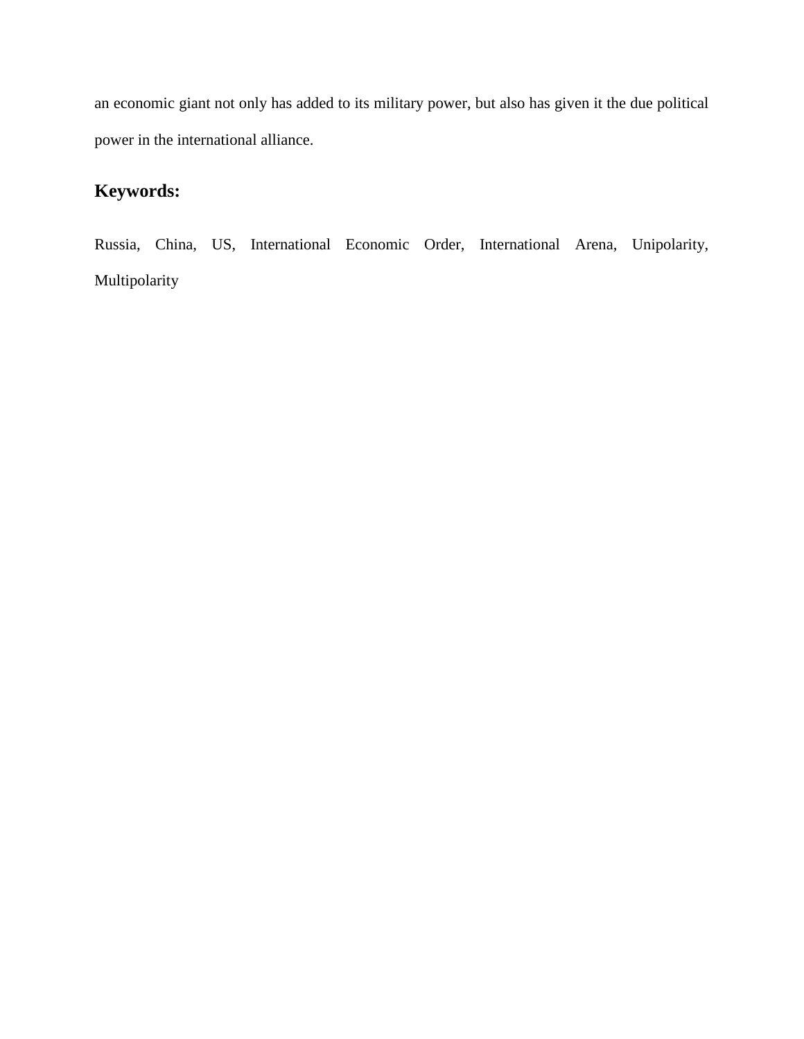an economic giant not only has added to its military power, but also has given it the due political power in the international alliance.

## Keywords:

Russia, China, US, International Economic Order, International Arena, Unipolarity, Multipolarity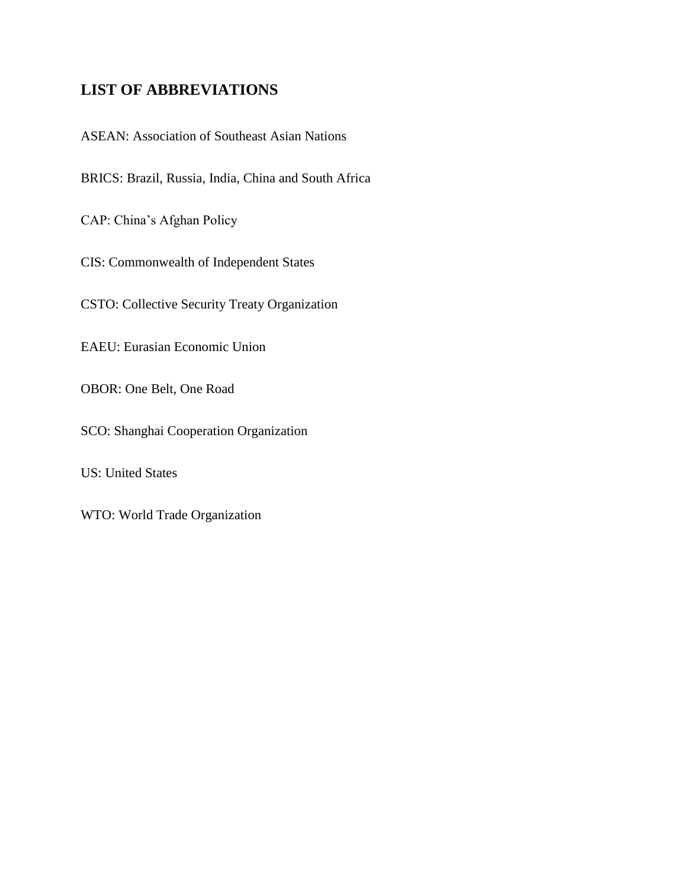## LIST OF ABBREVIATIONS

ASEAN: Association of Southeast Asian Nations

BRICS: Brazil, Russia, India, China and South Africa

CAP: China's Afghan Policy

CIS: Commonwealth of Independent States

CSTO: Collective Security Treaty Organization

EAEU: Eurasian Economic Union

OBOR: One Belt, One Road

SCO: Shanghai Cooperation Organization

US: United States

WTO: World Trade Organization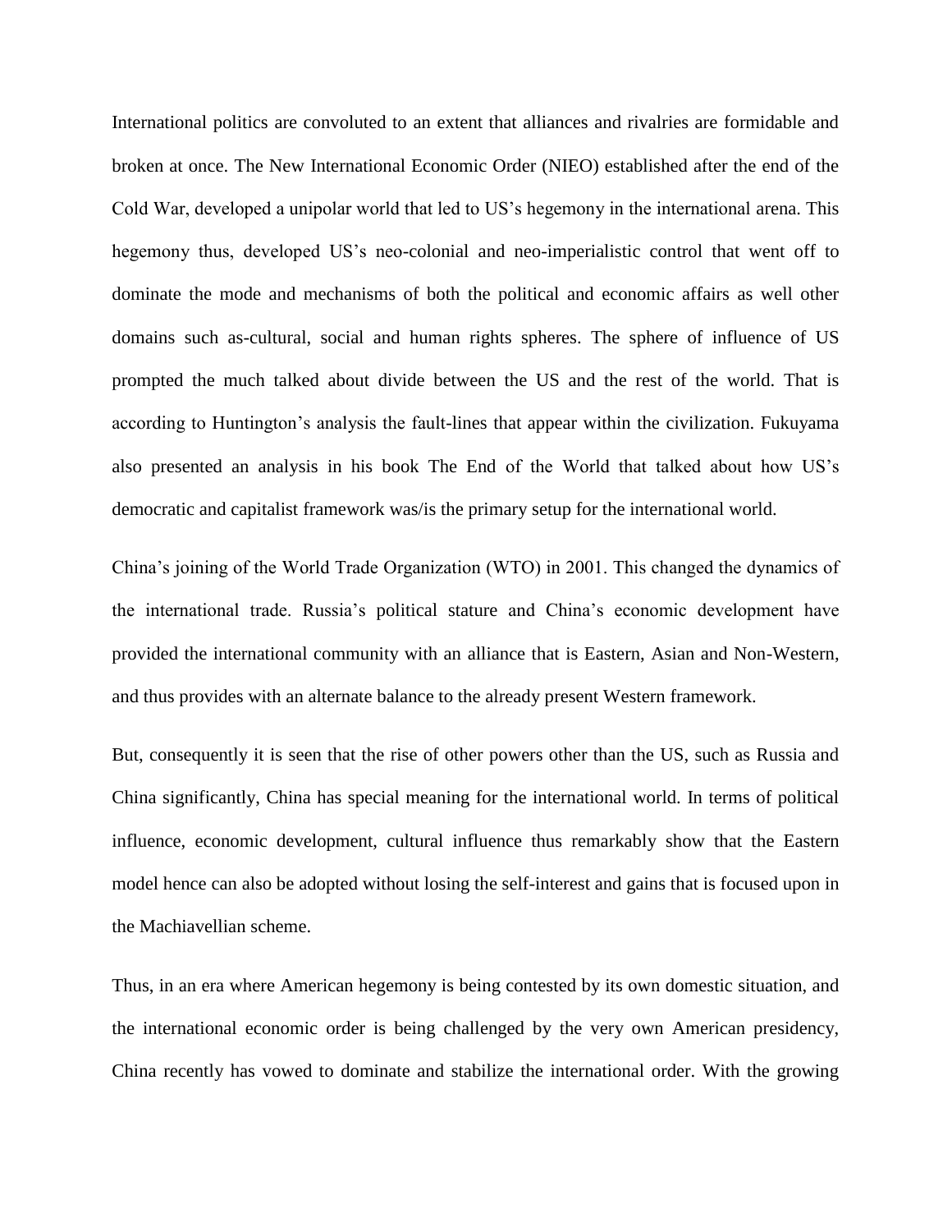International politics are convoluted to an extent that alliances and rivalries are formidable and broken at once. The New International Economic Order (NIEO) established after the end of the Cold War, developed a unipolar world that led to US's hegemony in the international arena. This hegemony thus, developed US's neo-colonial and neo-imperialistic control that went off to dominate the mode and mechanisms of both the political and economic affairs as well other domains such as-cultural, social and human rights spheres. The sphere of influence of US prompted the much talked about divide between the US and the rest of the world. That is according to Huntington's analysis the fault-lines that appear within the civilization. Fukuyama also presented an analysis in his book The End of the World that talked about how US's democratic and capitalist framework was/is the primary setup for the international world.

China's joining of the World Trade Organization (WTO) in 2001. This changed the dynamics of the international trade. Russia's political stature and China's economic development have provided the international community with an alliance that is Eastern, Asian and Non-Western, and thus provides with an alternate balance to the already present Western framework.

But, consequently it is seen that the rise of other powers other than the US, such as Russia and China significantly, China has special meaning for the international world. In terms of political influence, economic development, cultural influence thus remarkably show that the Eastern model hence can also be adopted without losing the self-interest and gains that is focused upon in the Machiavellian scheme.

Thus, in an era where American hegemony is being contested by its own domestic situation, and the international economic order is being challenged by the very own American presidency, China recently has vowed to dominate and stabilize the international order. With the growing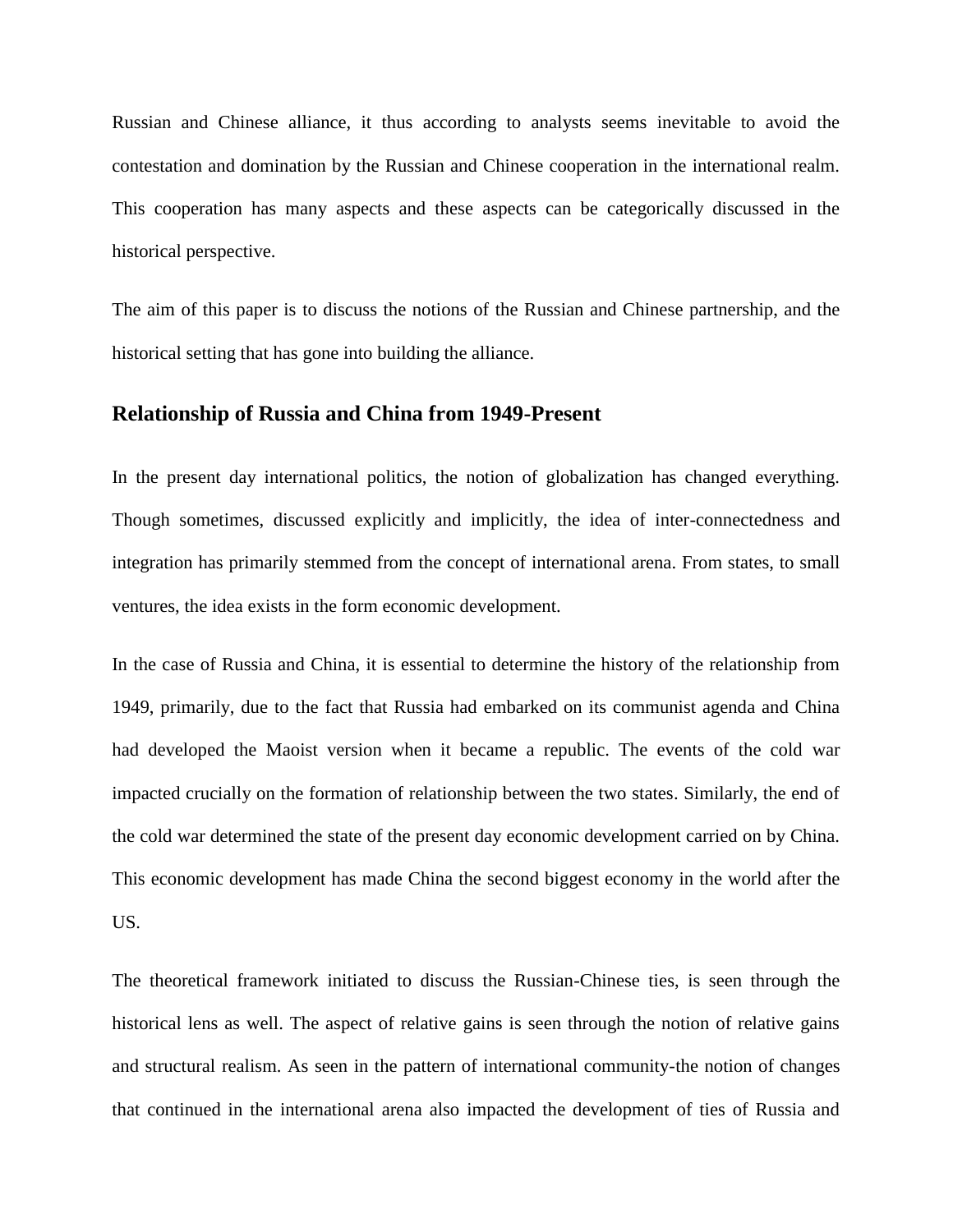Russian and Chinese alliance, it thus according to analysts seems inevitable to avoid the contestation and domination by the Russian and Chinese cooperation in the international realm. This cooperation has many aspects and these aspects can be categorically discussed in the historical perspective.

The aim of this paper is to discuss the notions of the Russian and Chinese partnership, and the historical setting that has gone into building the alliance.

## Relationship of Russia and China from 1949-Present

In the present day international politics, the notion of globalization has changed everything. Though sometimes, discussed explicitly and implicitly, the idea of inter-connectedness and integration has primarily stemmed from the concept of international arena. From states, to small ventures, the idea exists in the form economic development.

In the case of Russia and China, it is essential to determine the history of the relationship from 1949, primarily, due to the fact that Russia had embarked on its communist agenda and China had developed the Maoist version when it became a republic. The events of the cold war impacted crucially on the formation of relationship between the two states. Similarly, the end of the cold war determined the state of the present day economic development carried on by China. This economic development has made China the second biggest economy in the world after the US.

The theoretical framework initiated to discuss the Russian-Chinese ties, is seen through the historical lens as well. The aspect of relative gains is seen through the notion of relative gains and structural realism. As seen in the pattern of international community-the notion of changes that continued in the international arena also impacted the development of ties of Russia and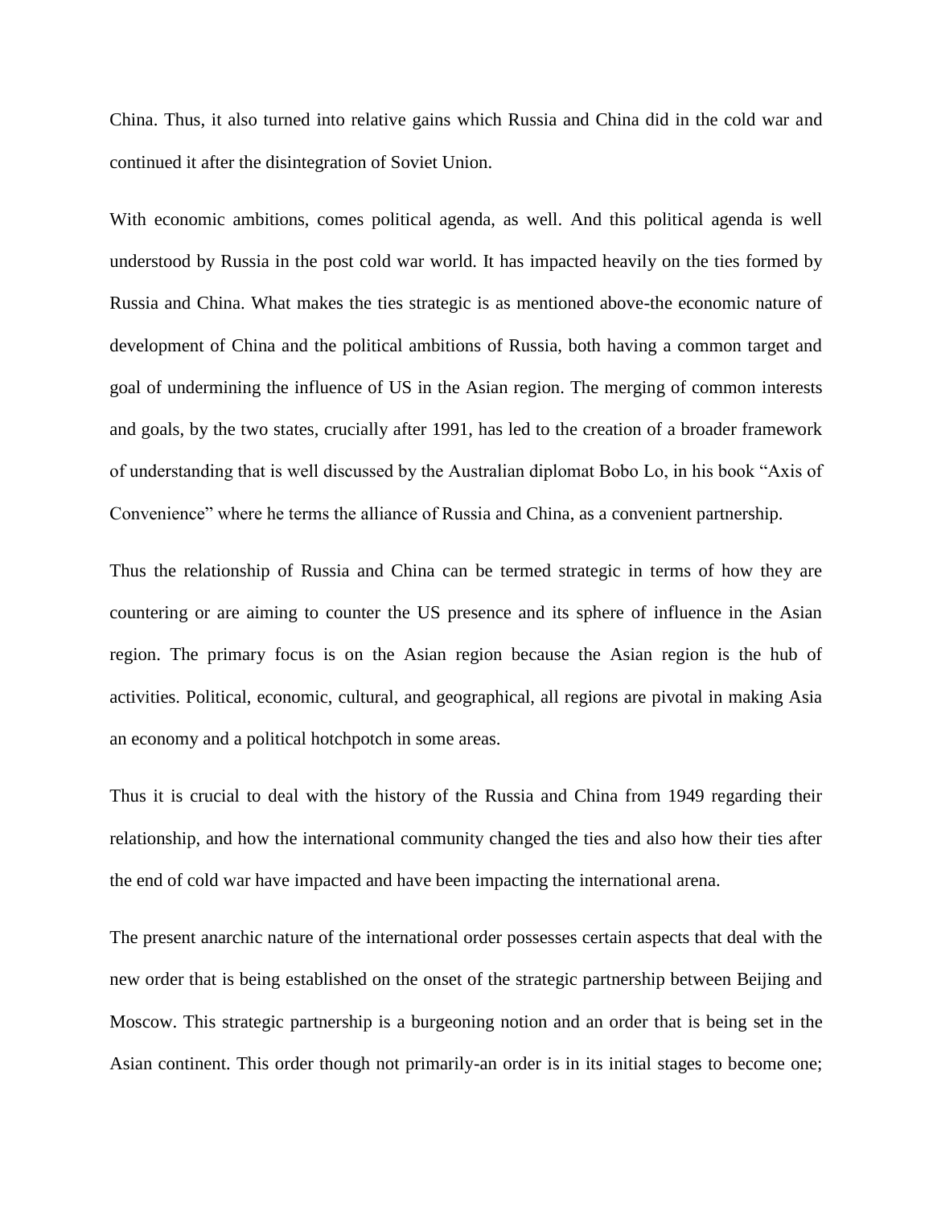China. Thus, it also turned into relative gains which Russia and China did in the cold war and continued it after the disintegration of Soviet Union.

With economic ambitions, comes political agenda, as well. And this political agenda is well understood by Russia in the post cold war world. It has impacted heavily on the ties formed by Russia and China. What makes the ties strategic is as mentioned above-the economic nature of development of China and the political ambitions of Russia, both having a common target and goal of undermining the influence of US in the Asian region. The merging of common interests and goals, by the two states, crucially after 1991, has led to the creation of a broader framework of understanding that is well discussed by the Australian diplomat Bobo Lo, in his book "Axis of Convenience" where he terms the alliance of Russia and China, as a convenient partnership.

Thus the relationship of Russia and China can be termed strategic in terms of how they are countering or are aiming to counter the US presence and its sphere of influence in the Asian region. The primary focus is on the Asian region because the Asian region is the hub of activities. Political, economic, cultural, and geographical, all regions are pivotal in making Asia an economy and a political hotchpotch in some areas.

Thus it is crucial to deal with the history of the Russia and China from 1949 regarding their relationship, and how the international community changed the ties and also how their ties after the end of cold war have impacted and have been impacting the international arena.

The present anarchic nature of the international order possesses certain aspects that deal with the new order that is being established on the onset of the strategic partnership between Beijing and Moscow. This strategic partnership is a burgeoning notion and an order that is being set in the Asian continent. This order though not primarily-an order is in its initial stages to become one;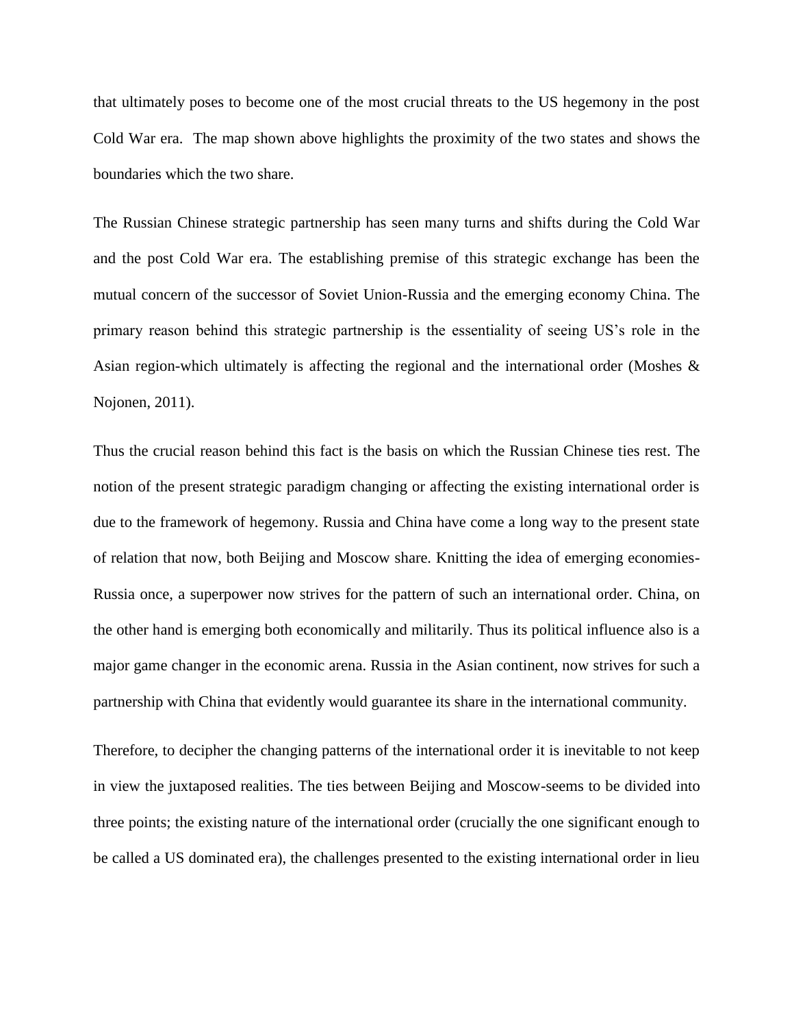that ultimately poses to become one of the most crucial threats to the US hegemony in the post Cold War era. The map shown above highlights the proximity of the two states and shows the boundaries which the two share.

The Russian Chinese strategic partnership has seen many turns and shifts during the Cold War and the post Cold War era. The establishing premise of this strategic exchange has been the mutual concern of the successor of Soviet Union-Russia and the emerging economy China. The primary reason behind this strategic partnership is the essentiality of seeing US's role in the Asian region-which ultimately is affecting the regional and the international order (Moshes & Nojonen, 2011).

Thus the crucial reason behind this fact is the basis on which the Russian Chinese ties rest. The notion of the present strategic paradigm changing or affecting the existing international order is due to the framework of hegemony. Russia and China have come a long way to the present state of relation that now, both Beijing and Moscow share. Knitting the idea of emerging economies-Russia once, a superpower now strives for the pattern of such an international order. China, on the other hand is emerging both economically and militarily. Thus its political influence also is a major game changer in the economic arena. Russia in the Asian continent, now strives for such a partnership with China that evidently would guarantee its share in the international community.

Therefore, to decipher the changing patterns of the international order it is inevitable to not keep in view the juxtaposed realities. The ties between Beijing and Moscow-seems to be divided into three points; the existing nature of the international order (crucially the one significant enough to be called a US dominated era), the challenges presented to the existing international order in lieu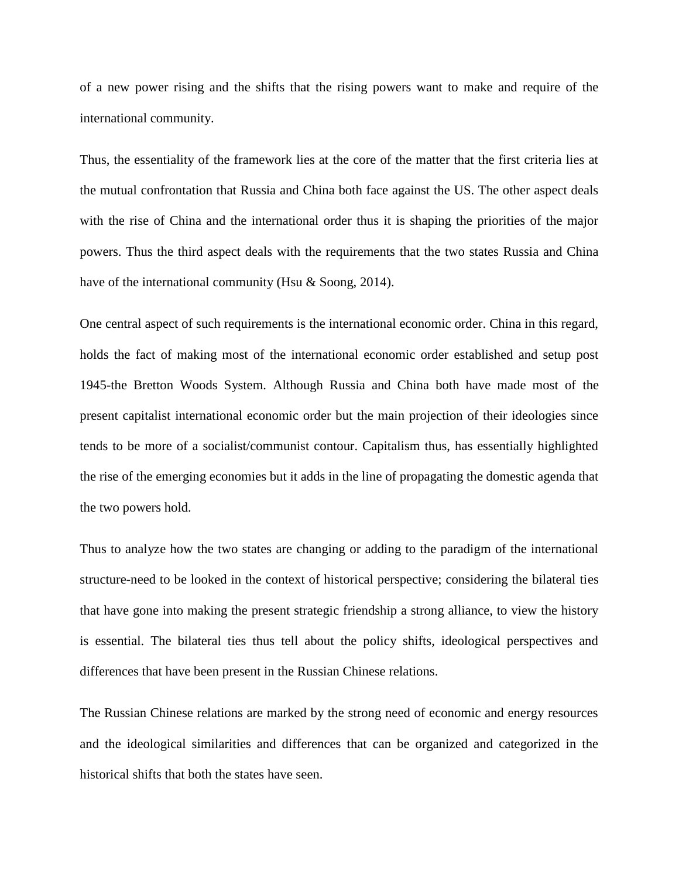of a new power rising and the shifts that the rising powers want to make and require of the international community.

Thus, the essentiality of the framework lies at the core of the matter that the first criteria lies at the mutual confrontation that Russia and China both face against the US. The other aspect deals with the rise of China and the international order thus it is shaping the priorities of the major powers. Thus the third aspect deals with the requirements that the two states Russia and China have of the international community (Hsu & Soong, 2014).

One central aspect of such requirements is the international economic order. China in this regard, holds the fact of making most of the international economic order established and setup post 1945-the Bretton Woods System. Although Russia and China both have made most of the present capitalist international economic order but the main projection of their ideologies since tends to be more of a socialist/communist contour. Capitalism thus, has essentially highlighted the rise of the emerging economies but it adds in the line of propagating the domestic agenda that the two powers hold.

Thus to analyze how the two states are changing or adding to the paradigm of the international structure-need to be looked in the context of historical perspective; considering the bilateral ties that have gone into making the present strategic friendship a strong alliance, to view the history is essential. The bilateral ties thus tell about the policy shifts, ideological perspectives and differences that have been present in the Russian Chinese relations.

The Russian Chinese relations are marked by the strong need of economic and energy resources and the ideological similarities and differences that can be organized and categorized in the historical shifts that both the states have seen.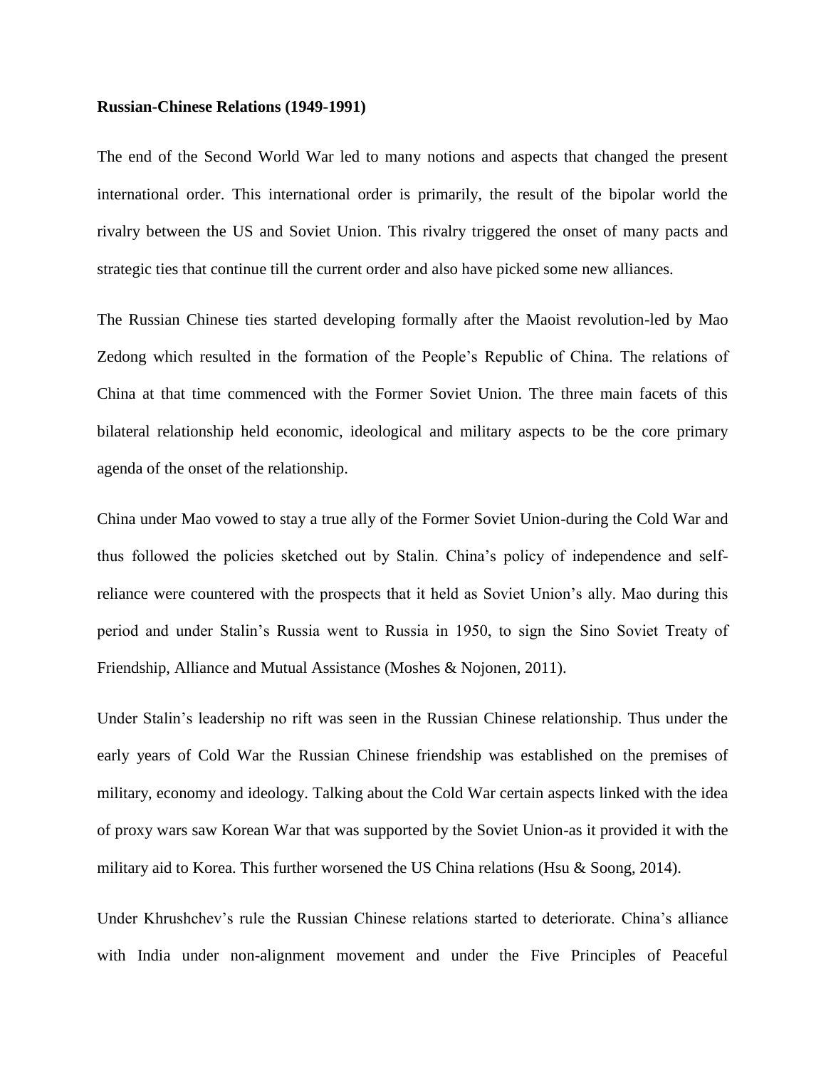**Russian-Chinese Relations (1949-1991)**

The end of the Second World War led to many notions and aspects that changed the present international order. This international order is primarily, the result of the bipolar world the rivalry between the US and Soviet Union. This rivalry triggered the onset of many pacts and strategic ties that continue till the current order and also have picked some new alliances.

The Russian Chinese ties started developing formally after the Maoist revolution-led by Mao Zedong which resulted in the formation of the People's Republic of China. The relations of China at that time commenced with the Former Soviet Union. The three main facets of this bilateral relationship held economic, ideological and military aspects to be the core primary agenda of the onset of the relationship.

China under Mao vowed to stay a true ally of the Former Soviet Union-during the Cold War and thus followed the policies sketched out by Stalin. China's policy of independence and self-reliance were countered with the prospects that it held as Soviet Union's ally. Mao during this period and under Stalin's Russia went to Russia in 1950, to sign the Sino Soviet Treaty of Friendship, Alliance and Mutual Assistance (Moshes & Nojonen, 2011).

Under Stalin's leadership no rift was seen in the Russian Chinese relationship. Thus under the early years of Cold War the Russian Chinese friendship was established on the premises of military, economy and ideology. Talking about the Cold War certain aspects linked with the idea of proxy wars saw Korean War that was supported by the Soviet Union-as it provided it with the military aid to Korea. This further worsened the US China relations (Hsu & Soong, 2014).

Under Khrushchev's rule the Russian Chinese relations started to deteriorate. China's alliance with India under non-alignment movement and under the Five Principles of Peaceful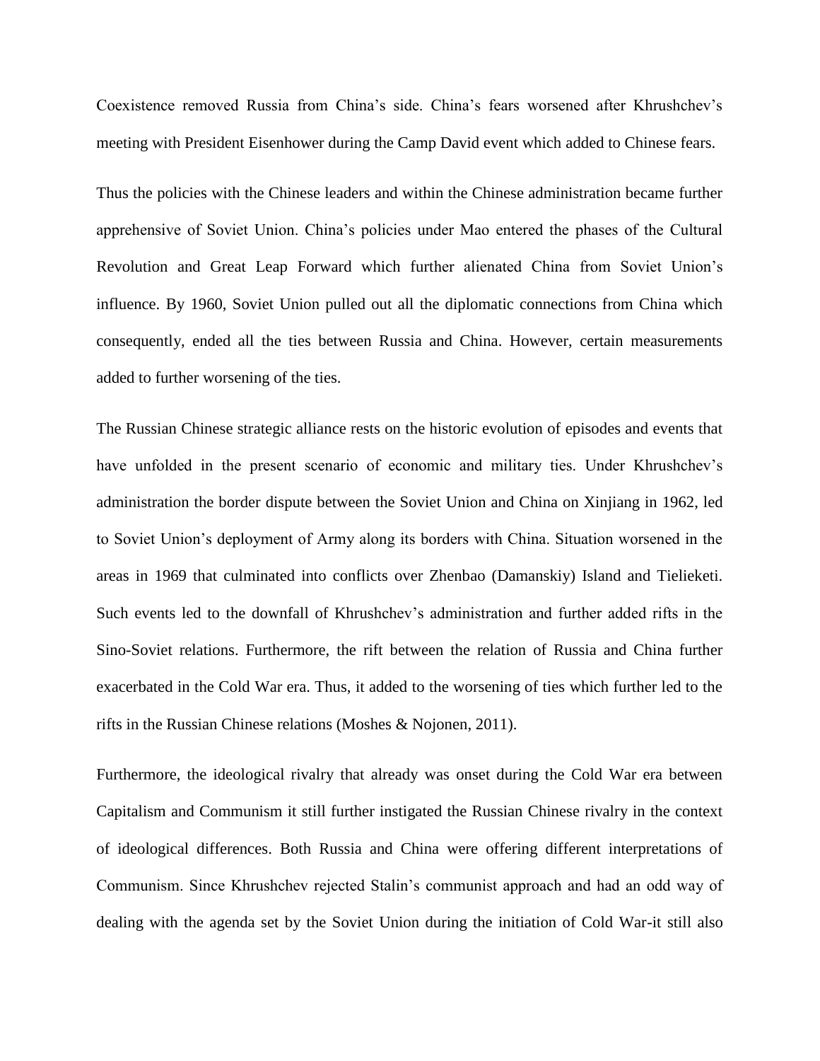Coexistence removed Russia from China's side. China's fears worsened after Khrushchev's meeting with President Eisenhower during the Camp David event which added to Chinese fears.

Thus the policies with the Chinese leaders and within the Chinese administration became further apprehensive of Soviet Union. China's policies under Mao entered the phases of the Cultural Revolution and Great Leap Forward which further alienated China from Soviet Union's influence. By 1960, Soviet Union pulled out all the diplomatic connections from China which consequently, ended all the ties between Russia and China. However, certain measurements added to further worsening of the ties.

The Russian Chinese strategic alliance rests on the historic evolution of episodes and events that have unfolded in the present scenario of economic and military ties. Under Khrushchev's administration the border dispute between the Soviet Union and China on Xinjiang in 1962, led to Soviet Union's deployment of Army along its borders with China. Situation worsened in the areas in 1969 that culminated into conflicts over Zhenbao (Damanskiy) Island and Tielieketi. Such events led to the downfall of Khrushchev's administration and further added rifts in the Sino-Soviet relations. Furthermore, the rift between the relation of Russia and China further exacerbated in the Cold War era. Thus, it added to the worsening of ties which further led to the rifts in the Russian Chinese relations (Moshes & Nojonen, 2011).

Furthermore, the ideological rivalry that already was onset during the Cold War era between Capitalism and Communism it still further instigated the Russian Chinese rivalry in the context of ideological differences. Both Russia and China were offering different interpretations of Communism. Since Khrushchev rejected Stalin's communist approach and had an odd way of dealing with the agenda set by the Soviet Union during the initiation of Cold War-it still also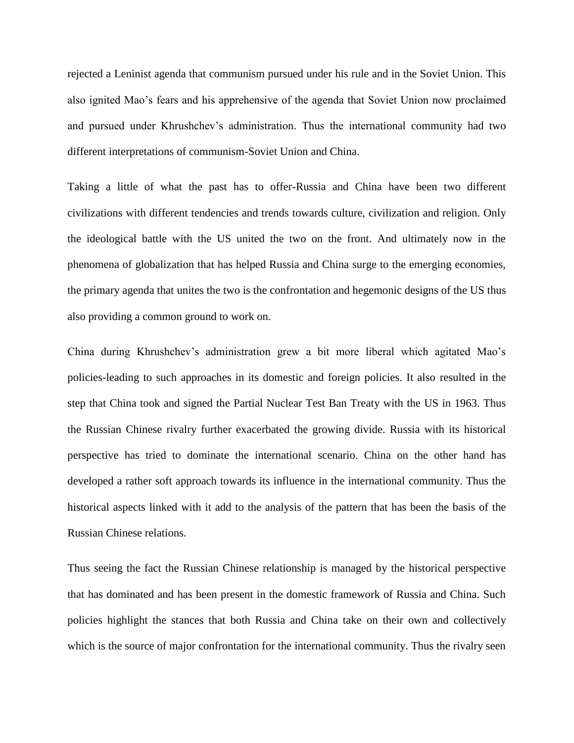rejected a Leninist agenda that communism pursued under his rule and in the Soviet Union. This also ignited Mao's fears and his apprehensive of the agenda that Soviet Union now proclaimed and pursued under Khrushchev's administration. Thus the international community had two different interpretations of communism-Soviet Union and China.

Taking a little of what the past has to offer-Russia and China have been two different civilizations with different tendencies and trends towards culture, civilization and religion. Only the ideological battle with the US united the two on the front. And ultimately now in the phenomena of globalization that has helped Russia and China surge to the emerging economies, the primary agenda that unites the two is the confrontation and hegemonic designs of the US thus also providing a common ground to work on.

China during Khrushchev's administration grew a bit more liberal which agitated Mao's policies-leading to such approaches in its domestic and foreign policies. It also resulted in the step that China took and signed the Partial Nuclear Test Ban Treaty with the US in 1963. Thus the Russian Chinese rivalry further exacerbated the growing divide. Russia with its historical perspective has tried to dominate the international scenario. China on the other hand has developed a rather soft approach towards its influence in the international community. Thus the historical aspects linked with it add to the analysis of the pattern that has been the basis of the Russian Chinese relations.

Thus seeing the fact the Russian Chinese relationship is managed by the historical perspective that has dominated and has been present in the domestic framework of Russia and China. Such policies highlight the stances that both Russia and China take on their own and collectively which is the source of major confrontation for the international community. Thus the rivalry seen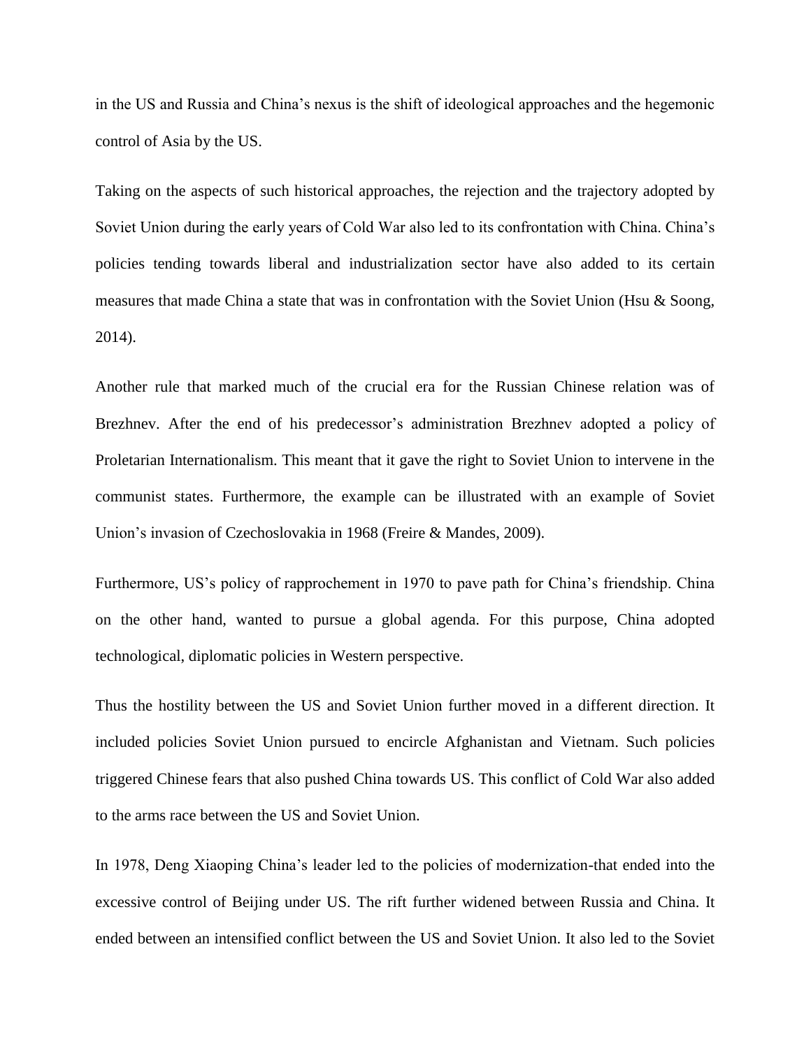in the US and Russia and China's nexus is the shift of ideological approaches and the hegemonic control of Asia by the US.

Taking on the aspects of such historical approaches, the rejection and the trajectory adopted by Soviet Union during the early years of Cold War also led to its confrontation with China. China's policies tending towards liberal and industrialization sector have also added to its certain measures that made China a state that was in confrontation with the Soviet Union (Hsu & Soong, 2014).

Another rule that marked much of the crucial era for the Russian Chinese relation was of Brezhnev. After the end of his predecessor's administration Brezhnev adopted a policy of Proletarian Internationalism. This meant that it gave the right to Soviet Union to intervene in the communist states. Furthermore, the example can be illustrated with an example of Soviet Union's invasion of Czechoslovakia in 1968 (Freire & Mandes, 2009).

Furthermore, US's policy of rapprochement in 1970 to pave path for China's friendship. China on the other hand, wanted to pursue a global agenda. For this purpose, China adopted technological, diplomatic policies in Western perspective.

Thus the hostility between the US and Soviet Union further moved in a different direction. It included policies Soviet Union pursued to encircle Afghanistan and Vietnam. Such policies triggered Chinese fears that also pushed China towards US. This conflict of Cold War also added to the arms race between the US and Soviet Union.

In 1978, Deng Xiaoping China's leader led to the policies of modernization-that ended into the excessive control of Beijing under US. The rift further widened between Russia and China. It ended between an intensified conflict between the US and Soviet Union. It also led to the Soviet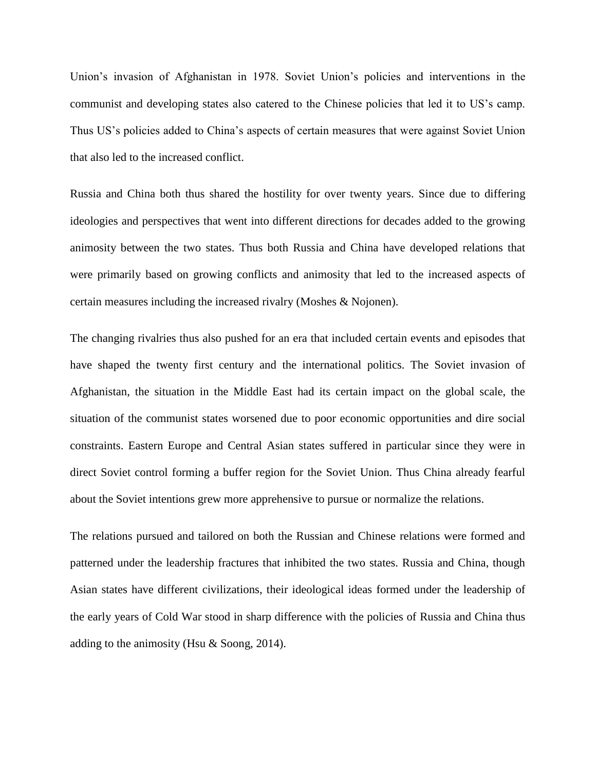Union's invasion of Afghanistan in 1978. Soviet Union's policies and interventions in the communist and developing states also catered to the Chinese policies that led it to US's camp. Thus US's policies added to China's aspects of certain measures that were against Soviet Union that also led to the increased conflict.

Russia and China both thus shared the hostility for over twenty years. Since due to differing ideologies and perspectives that went into different directions for decades added to the growing animosity between the two states. Thus both Russia and China have developed relations that were primarily based on growing conflicts and animosity that led to the increased aspects of certain measures including the increased rivalry (Moshes & Nojonen).

The changing rivalries thus also pushed for an era that included certain events and episodes that have shaped the twenty first century and the international politics. The Soviet invasion of Afghanistan, the situation in the Middle East had its certain impact on the global scale, the situation of the communist states worsened due to poor economic opportunities and dire social constraints. Eastern Europe and Central Asian states suffered in particular since they were in direct Soviet control forming a buffer region for the Soviet Union. Thus China already fearful about the Soviet intentions grew more apprehensive to pursue or normalize the relations.

The relations pursued and tailored on both the Russian and Chinese relations were formed and patterned under the leadership fractures that inhibited the two states. Russia and China, though Asian states have different civilizations, their ideological ideas formed under the leadership of the early years of Cold War stood in sharp difference with the policies of Russia and China thus adding to the animosity (Hsu & Soong, 2014).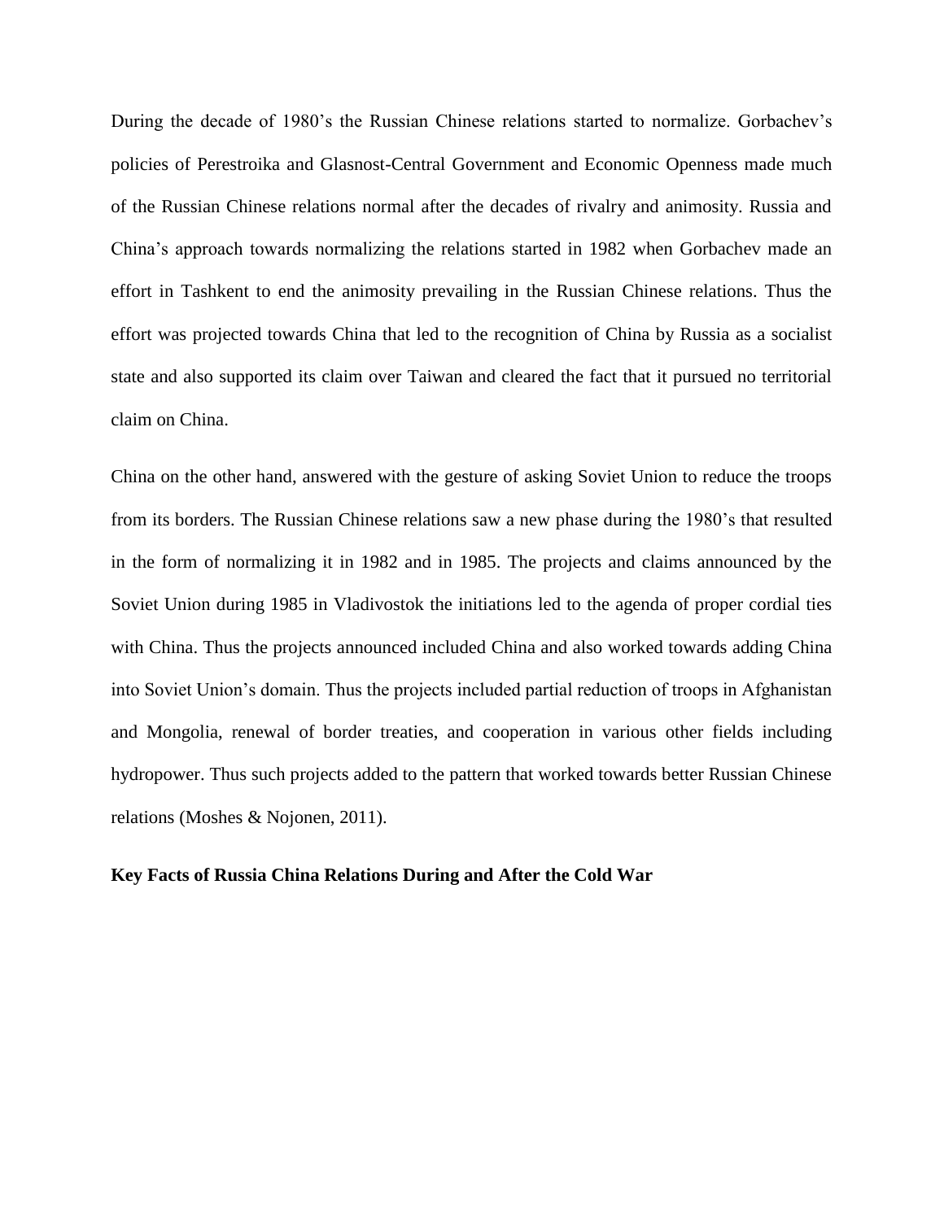During the decade of 1980's the Russian Chinese relations started to normalize. Gorbachev's policies of Perestroika and Glasnost-Central Government and Economic Openness made much of the Russian Chinese relations normal after the decades of rivalry and animosity. Russia and China's approach towards normalizing the relations started in 1982 when Gorbachev made an effort in Tashkent to end the animosity prevailing in the Russian Chinese relations. Thus the effort was projected towards China that led to the recognition of China by Russia as a socialist state and also supported its claim over Taiwan and cleared the fact that it pursued no territorial claim on China.

China on the other hand, answered with the gesture of asking Soviet Union to reduce the troops from its borders. The Russian Chinese relations saw a new phase during the 1980's that resulted in the form of normalizing it in 1982 and in 1985. The projects and claims announced by the Soviet Union during 1985 in Vladivostok the initiations led to the agenda of proper cordial ties with China. Thus the projects announced included China and also worked towards adding China into Soviet Union's domain. Thus the projects included partial reduction of troops in Afghanistan and Mongolia, renewal of border treaties, and cooperation in various other fields including hydropower. Thus such projects added to the pattern that worked towards better Russian Chinese relations (Moshes & Nojonen, 2011).

**Key Facts of Russia China Relations During and After the Cold War**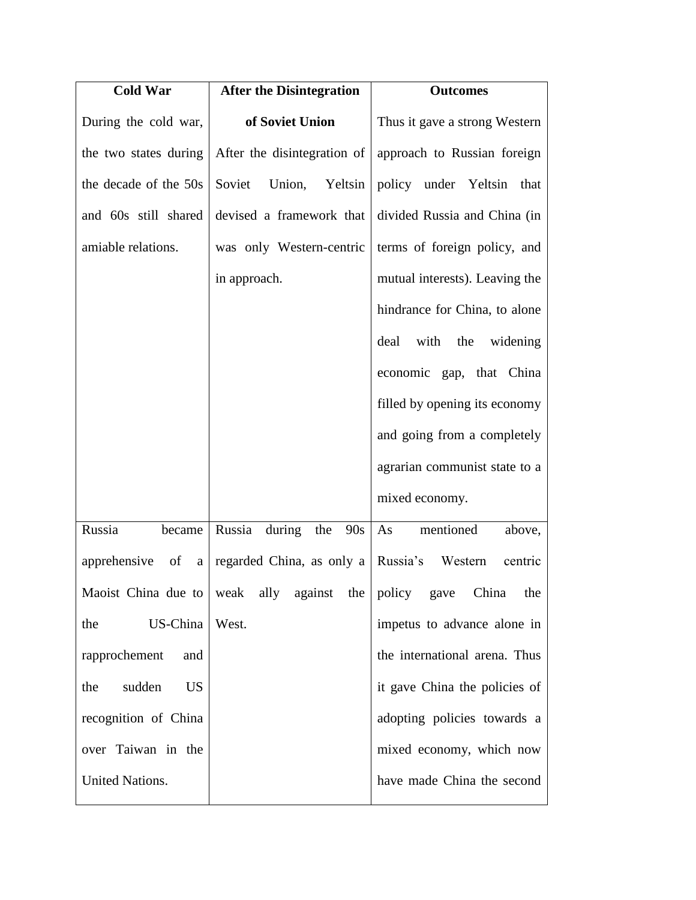| Cold War | After the Disintegration of Soviet Union | Outcomes |
|---|---|---|
| During the cold war, the two states during the decade of the 50s and 60s still shared amiable relations. | After the disintegration of Soviet Union, Yeltsin devised a framework that was only Western-centric in approach. | Thus it gave a strong Western approach to Russian foreign policy under Yeltsin that divided Russia and China (in terms of foreign policy, and mutual interests). Leaving the hindrance for China, to alone deal with the widening economic gap, that China filled by opening its economy and going from a completely agrarian communist state to a mixed economy. |
| Russia became apprehensive of a Maoist China due to the US-China rapprochement and the sudden US recognition of China over Taiwan in the United Nations. | Russia during the 90s regarded China, as only a weak ally against the West. | As mentioned above, Russia's Western centric policy gave China the impetus to advance alone in the international arena. Thus it gave China the policies of adopting policies towards a mixed economy, which now have made China the second |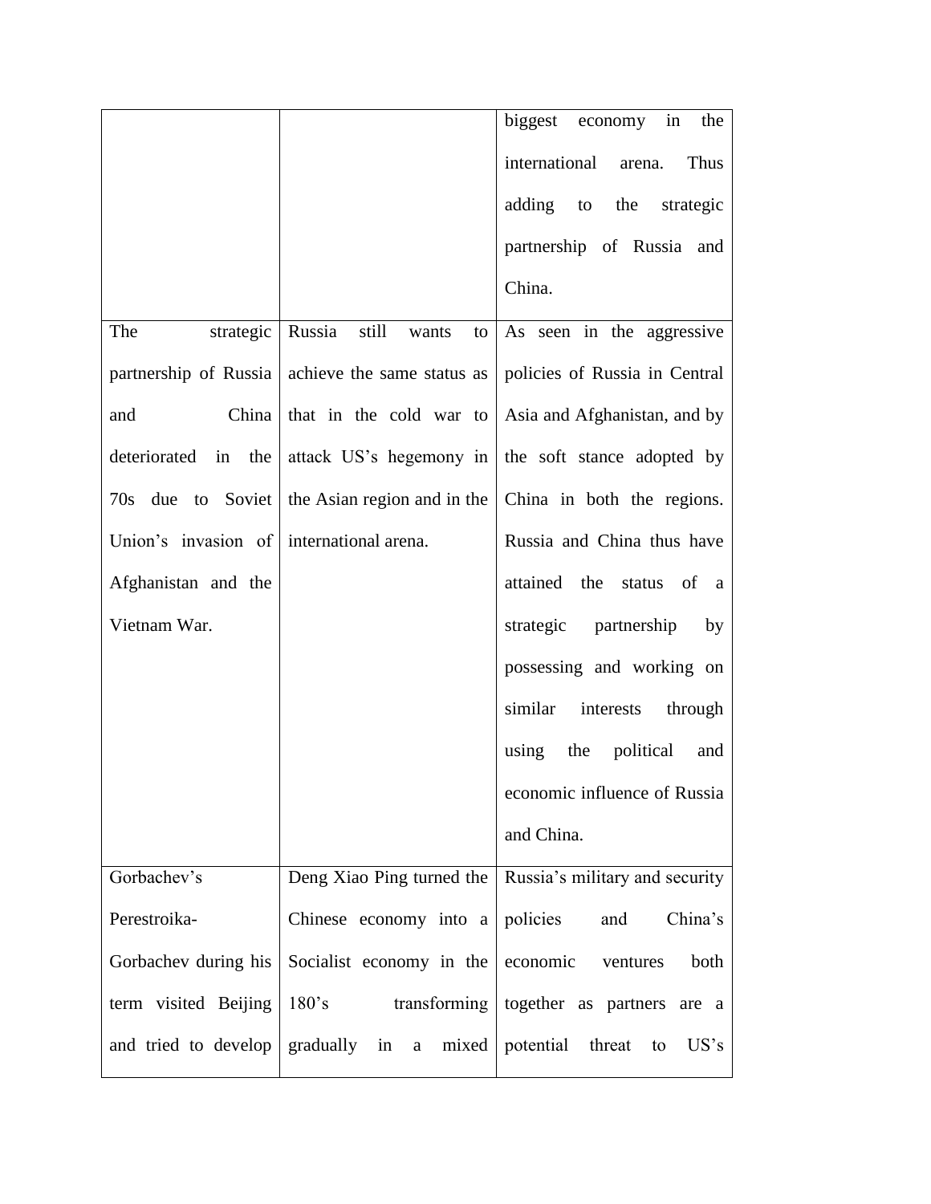| | | biggest economy in the international arena. Thus adding to the strategic partnership of Russia and China. |
|---|---|---|
| The strategic partnership of Russia and China deteriorated in the 70s due to Soviet Union's invasion of Afghanistan and the Vietnam War. | Russia still wants to achieve the same status as that in the cold war to attack US's hegemony in the Asian region and in the international arena. | As seen in the aggressive policies of Russia in Central Asia and Afghanistan, and by the soft stance adopted by China in both the regions. Russia and China thus have attained the status of a strategic partnership by possessing and working on similar interests through using the political and economic influence of Russia and China. |
| Gorbachev's Perestroika- Gorbachev during his term visited Beijing and tried to develop | Deng Xiao Ping turned the Chinese economy into a Socialist economy in the 180's transforming gradually in a mixed | Russia's military and security policies and China's economic ventures both together as partners are a potential threat to US's |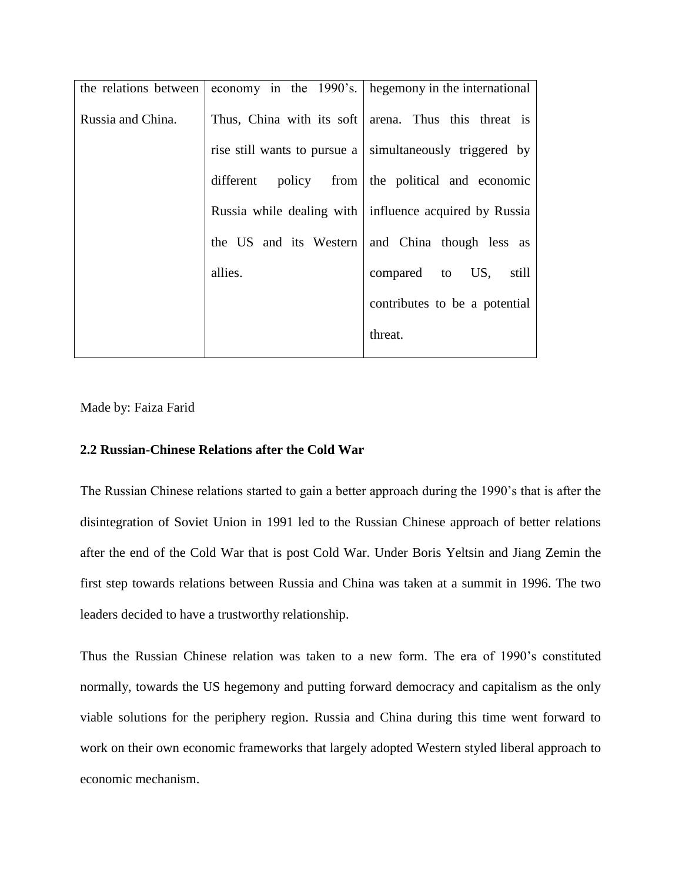| the relations between Russia and China. | economy in the 1990's. Thus, China with its soft rise still wants to pursue a different policy from Russia while dealing with the US and its Western allies. | hegemony in the international arena. Thus this threat is simultaneously triggered by the political and economic influence acquired by Russia and China though less as compared to US, still contributes to be a potential threat. |
|---|---|---|

Made by: Faiza Farid

## 2.2 Russian-Chinese Relations after the Cold War

The Russian Chinese relations started to gain a better approach during the 1990's that is after the disintegration of Soviet Union in 1991 led to the Russian Chinese approach of better relations after the end of the Cold War that is post Cold War. Under Boris Yeltsin and Jiang Zemin the first step towards relations between Russia and China was taken at a summit in 1996. The two leaders decided to have a trustworthy relationship.

Thus the Russian Chinese relation was taken to a new form. The era of 1990's constituted normally, towards the US hegemony and putting forward democracy and capitalism as the only viable solutions for the periphery region. Russia and China during this time went forward to work on their own economic frameworks that largely adopted Western styled liberal approach to economic mechanism.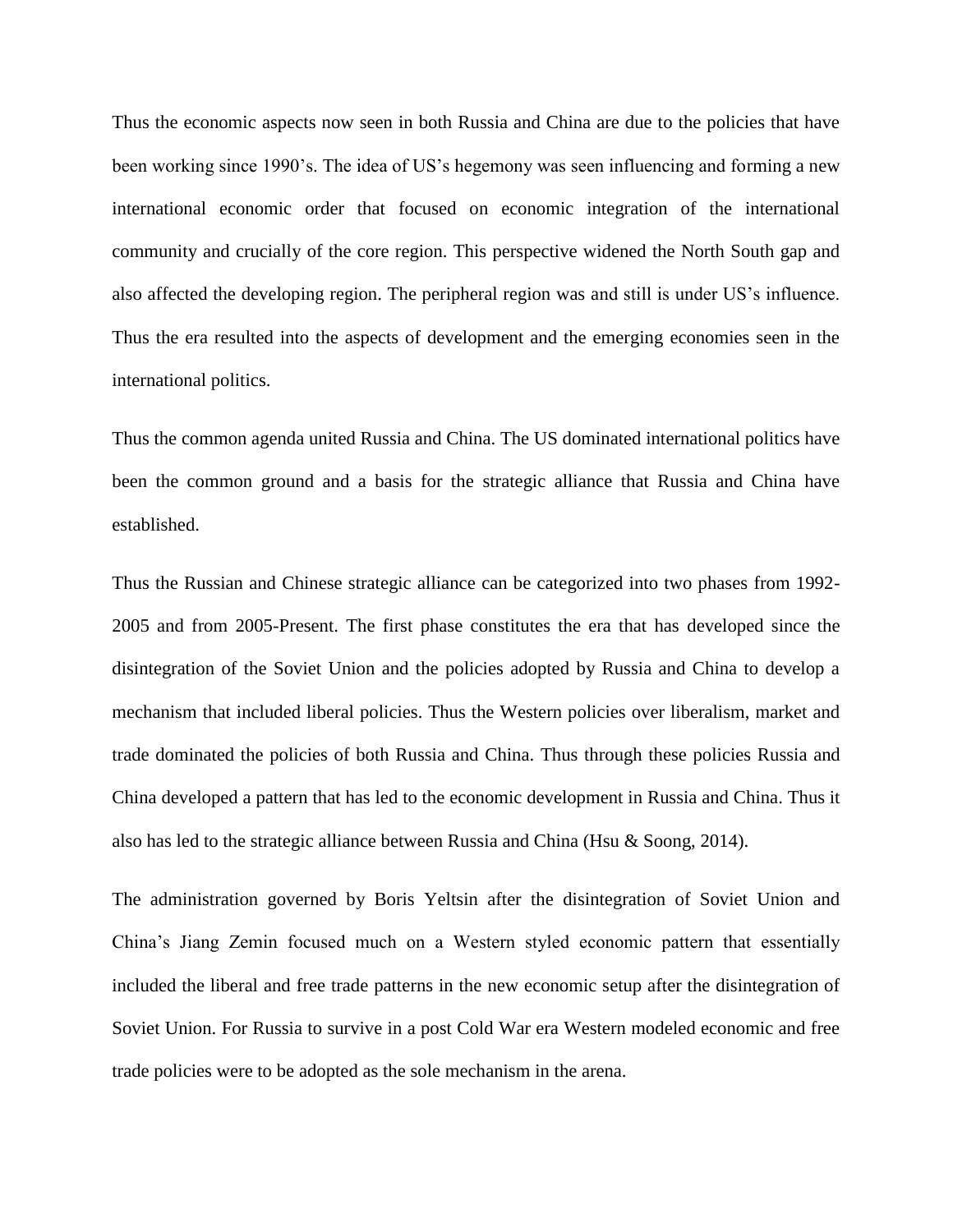Thus the economic aspects now seen in both Russia and China are due to the policies that have been working since 1990's. The idea of US's hegemony was seen influencing and forming a new international economic order that focused on economic integration of the international community and crucially of the core region. This perspective widened the North South gap and also affected the developing region. The peripheral region was and still is under US's influence. Thus the era resulted into the aspects of development and the emerging economies seen in the international politics.

Thus the common agenda united Russia and China. The US dominated international politics have been the common ground and a basis for the strategic alliance that Russia and China have established.

Thus the Russian and Chinese strategic alliance can be categorized into two phases from 1992-2005 and from 2005-Present. The first phase constitutes the era that has developed since the disintegration of the Soviet Union and the policies adopted by Russia and China to develop a mechanism that included liberal policies. Thus the Western policies over liberalism, market and trade dominated the policies of both Russia and China. Thus through these policies Russia and China developed a pattern that has led to the economic development in Russia and China. Thus it also has led to the strategic alliance between Russia and China (Hsu & Soong, 2014).

The administration governed by Boris Yeltsin after the disintegration of Soviet Union and China's Jiang Zemin focused much on a Western styled economic pattern that essentially included the liberal and free trade patterns in the new economic setup after the disintegration of Soviet Union. For Russia to survive in a post Cold War era Western modeled economic and free trade policies were to be adopted as the sole mechanism in the arena.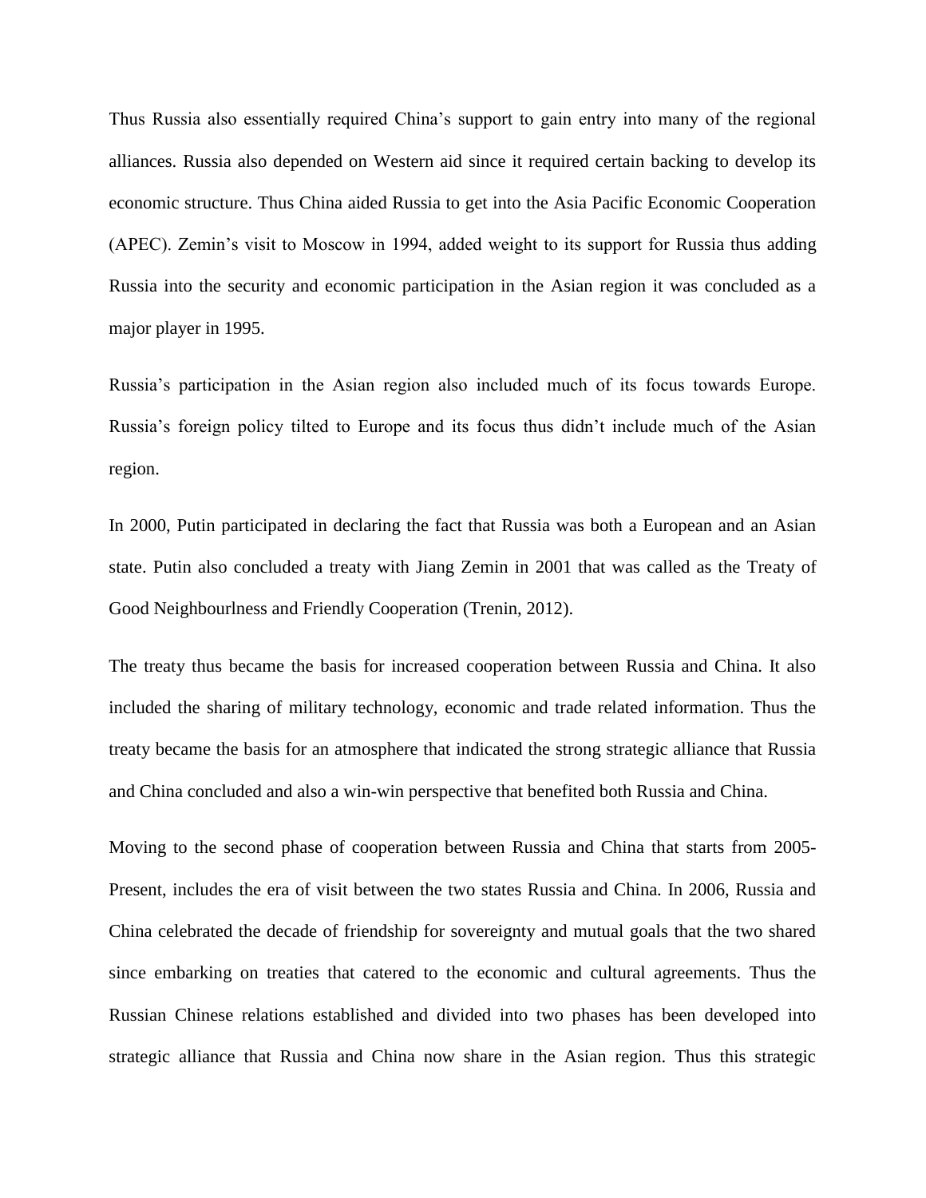Thus Russia also essentially required China's support to gain entry into many of the regional alliances. Russia also depended on Western aid since it required certain backing to develop its economic structure. Thus China aided Russia to get into the Asia Pacific Economic Cooperation (APEC). Zemin's visit to Moscow in 1994, added weight to its support for Russia thus adding Russia into the security and economic participation in the Asian region it was concluded as a major player in 1995.

Russia's participation in the Asian region also included much of its focus towards Europe. Russia's foreign policy tilted to Europe and its focus thus didn't include much of the Asian region.

In 2000, Putin participated in declaring the fact that Russia was both a European and an Asian state. Putin also concluded a treaty with Jiang Zemin in 2001 that was called as the Treaty of Good Neighbourlness and Friendly Cooperation (Trenin, 2012).

The treaty thus became the basis for increased cooperation between Russia and China. It also included the sharing of military technology, economic and trade related information. Thus the treaty became the basis for an atmosphere that indicated the strong strategic alliance that Russia and China concluded and also a win-win perspective that benefited both Russia and China.

Moving to the second phase of cooperation between Russia and China that starts from 2005-Present, includes the era of visit between the two states Russia and China. In 2006, Russia and China celebrated the decade of friendship for sovereignty and mutual goals that the two shared since embarking on treaties that catered to the economic and cultural agreements. Thus the Russian Chinese relations established and divided into two phases has been developed into strategic alliance that Russia and China now share in the Asian region. Thus this strategic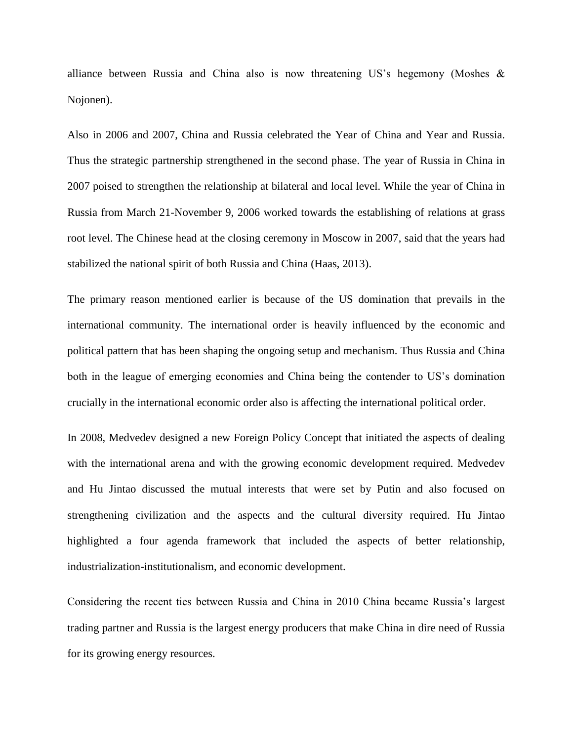alliance between Russia and China also is now threatening US's hegemony (Moshes & Nojonen).

Also in 2006 and 2007, China and Russia celebrated the Year of China and Year and Russia. Thus the strategic partnership strengthened in the second phase. The year of Russia in China in 2007 poised to strengthen the relationship at bilateral and local level. While the year of China in Russia from March 21-November 9, 2006 worked towards the establishing of relations at grass root level. The Chinese head at the closing ceremony in Moscow in 2007, said that the years had stabilized the national spirit of both Russia and China (Haas, 2013).

The primary reason mentioned earlier is because of the US domination that prevails in the international community. The international order is heavily influenced by the economic and political pattern that has been shaping the ongoing setup and mechanism. Thus Russia and China both in the league of emerging economies and China being the contender to US's domination crucially in the international economic order also is affecting the international political order.

In 2008, Medvedev designed a new Foreign Policy Concept that initiated the aspects of dealing with the international arena and with the growing economic development required. Medvedev and Hu Jintao discussed the mutual interests that were set by Putin and also focused on strengthening civilization and the aspects and the cultural diversity required. Hu Jintao highlighted a four agenda framework that included the aspects of better relationship, industrialization-institutionalism, and economic development.

Considering the recent ties between Russia and China in 2010 China became Russia's largest trading partner and Russia is the largest energy producers that make China in dire need of Russia for its growing energy resources.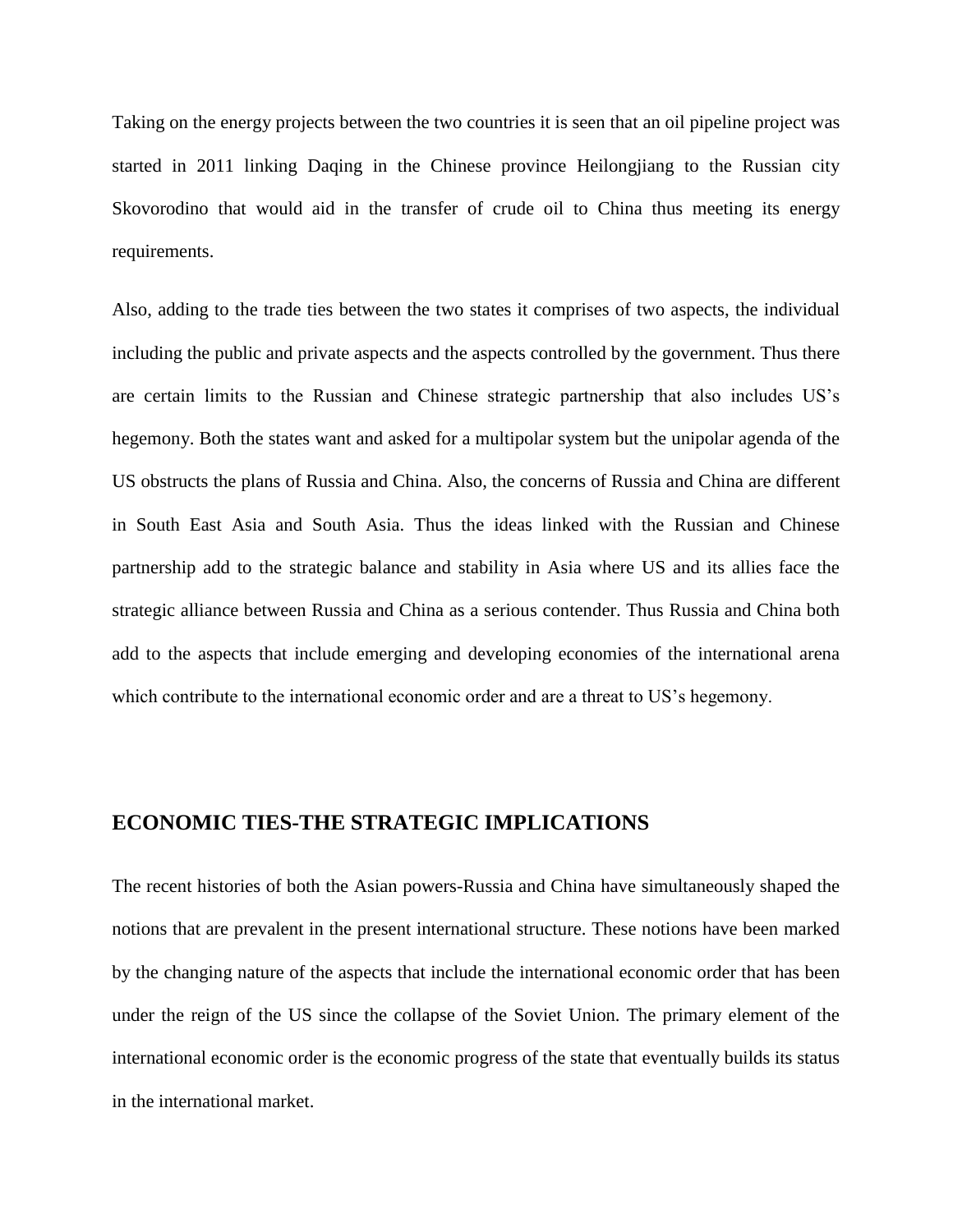Taking on the energy projects between the two countries it is seen that an oil pipeline project was started in 2011 linking Daqing in the Chinese province Heilongjiang to the Russian city Skovorodino that would aid in the transfer of crude oil to China thus meeting its energy requirements.

Also, adding to the trade ties between the two states it comprises of two aspects, the individual including the public and private aspects and the aspects controlled by the government. Thus there are certain limits to the Russian and Chinese strategic partnership that also includes US's hegemony. Both the states want and asked for a multipolar system but the unipolar agenda of the US obstructs the plans of Russia and China. Also, the concerns of Russia and China are different in South East Asia and South Asia. Thus the ideas linked with the Russian and Chinese partnership add to the strategic balance and stability in Asia where US and its allies face the strategic alliance between Russia and China as a serious contender. Thus Russia and China both add to the aspects that include emerging and developing economies of the international arena which contribute to the international economic order and are a threat to US's hegemony.

## ECONOMIC TIES-THE STRATEGIC IMPLICATIONS

The recent histories of both the Asian powers-Russia and China have simultaneously shaped the notions that are prevalent in the present international structure. These notions have been marked by the changing nature of the aspects that include the international economic order that has been under the reign of the US since the collapse of the Soviet Union. The primary element of the international economic order is the economic progress of the state that eventually builds its status in the international market.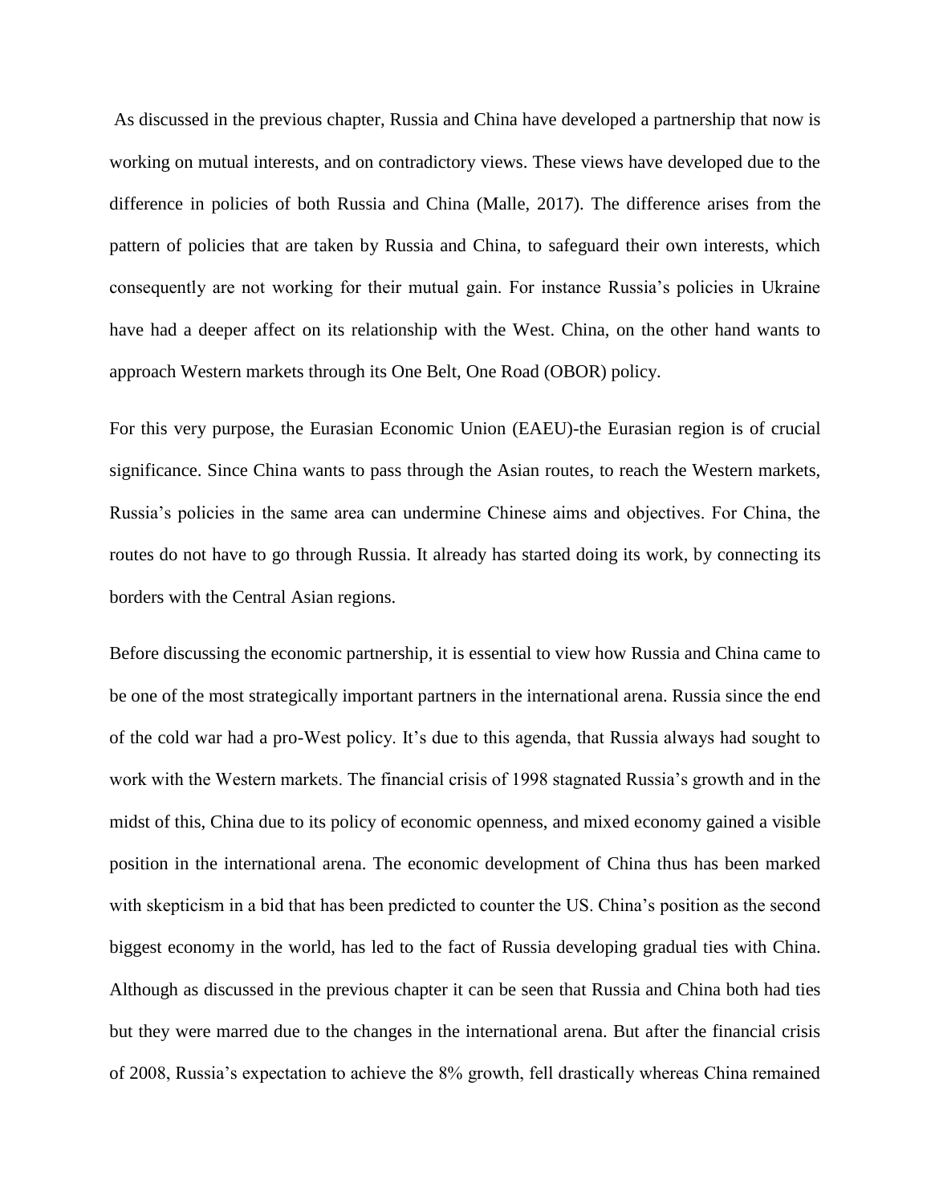As discussed in the previous chapter, Russia and China have developed a partnership that now is working on mutual interests, and on contradictory views. These views have developed due to the difference in policies of both Russia and China (Malle, 2017). The difference arises from the pattern of policies that are taken by Russia and China, to safeguard their own interests, which consequently are not working for their mutual gain. For instance Russia's policies in Ukraine have had a deeper affect on its relationship with the West. China, on the other hand wants to approach Western markets through its One Belt, One Road (OBOR) policy.

For this very purpose, the Eurasian Economic Union (EAEU)-the Eurasian region is of crucial significance. Since China wants to pass through the Asian routes, to reach the Western markets, Russia's policies in the same area can undermine Chinese aims and objectives. For China, the routes do not have to go through Russia. It already has started doing its work, by connecting its borders with the Central Asian regions.

Before discussing the economic partnership, it is essential to view how Russia and China came to be one of the most strategically important partners in the international arena. Russia since the end of the cold war had a pro-West policy. It's due to this agenda, that Russia always had sought to work with the Western markets. The financial crisis of 1998 stagnated Russia's growth and in the midst of this, China due to its policy of economic openness, and mixed economy gained a visible position in the international arena. The economic development of China thus has been marked with skepticism in a bid that has been predicted to counter the US. China's position as the second biggest economy in the world, has led to the fact of Russia developing gradual ties with China. Although as discussed in the previous chapter it can be seen that Russia and China both had ties but they were marred due to the changes in the international arena. But after the financial crisis of 2008, Russia's expectation to achieve the 8% growth, fell drastically whereas China remained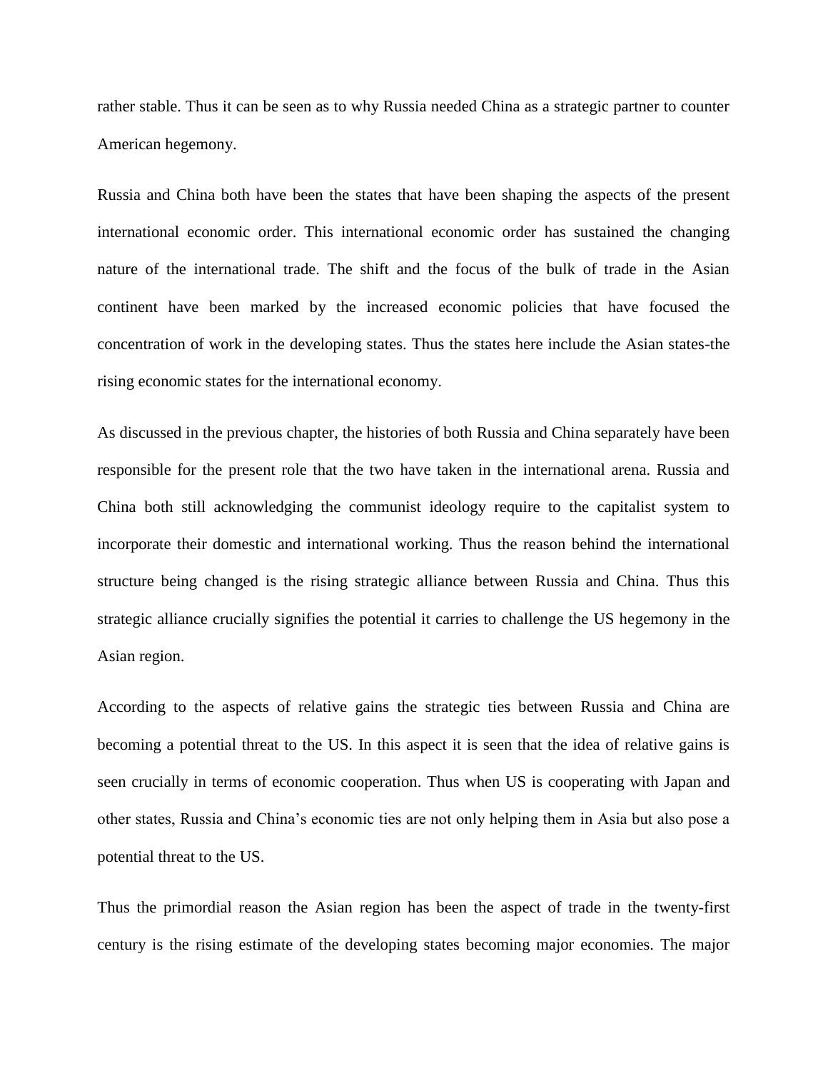rather stable. Thus it can be seen as to why Russia needed China as a strategic partner to counter American hegemony.

Russia and China both have been the states that have been shaping the aspects of the present international economic order. This international economic order has sustained the changing nature of the international trade. The shift and the focus of the bulk of trade in the Asian continent have been marked by the increased economic policies that have focused the concentration of work in the developing states. Thus the states here include the Asian states-the rising economic states for the international economy.

As discussed in the previous chapter, the histories of both Russia and China separately have been responsible for the present role that the two have taken in the international arena. Russia and China both still acknowledging the communist ideology require to the capitalist system to incorporate their domestic and international working. Thus the reason behind the international structure being changed is the rising strategic alliance between Russia and China. Thus this strategic alliance crucially signifies the potential it carries to challenge the US hegemony in the Asian region.

According to the aspects of relative gains the strategic ties between Russia and China are becoming a potential threat to the US. In this aspect it is seen that the idea of relative gains is seen crucially in terms of economic cooperation. Thus when US is cooperating with Japan and other states, Russia and China's economic ties are not only helping them in Asia but also pose a potential threat to the US.

Thus the primordial reason the Asian region has been the aspect of trade in the twenty-first century is the rising estimate of the developing states becoming major economies. The major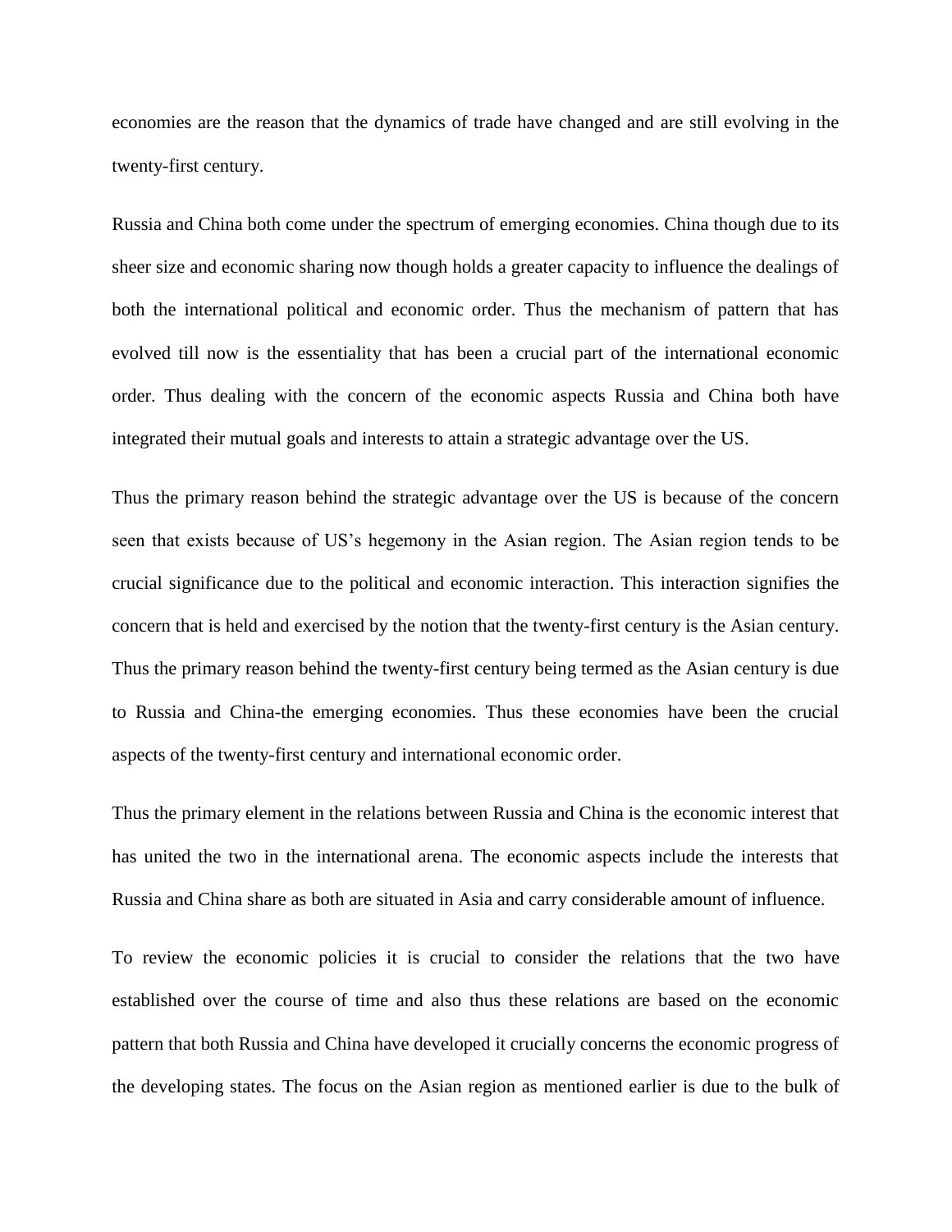economies are the reason that the dynamics of trade have changed and are still evolving in the twenty-first century.

Russia and China both come under the spectrum of emerging economies. China though due to its sheer size and economic sharing now though holds a greater capacity to influence the dealings of both the international political and economic order. Thus the mechanism of pattern that has evolved till now is the essentiality that has been a crucial part of the international economic order. Thus dealing with the concern of the economic aspects Russia and China both have integrated their mutual goals and interests to attain a strategic advantage over the US.

Thus the primary reason behind the strategic advantage over the US is because of the concern seen that exists because of US's hegemony in the Asian region. The Asian region tends to be crucial significance due to the political and economic interaction. This interaction signifies the concern that is held and exercised by the notion that the twenty-first century is the Asian century. Thus the primary reason behind the twenty-first century being termed as the Asian century is due to Russia and China-the emerging economies. Thus these economies have been the crucial aspects of the twenty-first century and international economic order.

Thus the primary element in the relations between Russia and China is the economic interest that has united the two in the international arena. The economic aspects include the interests that Russia and China share as both are situated in Asia and carry considerable amount of influence.

To review the economic policies it is crucial to consider the relations that the two have established over the course of time and also thus these relations are based on the economic pattern that both Russia and China have developed it crucially concerns the economic progress of the developing states. The focus on the Asian region as mentioned earlier is due to the bulk of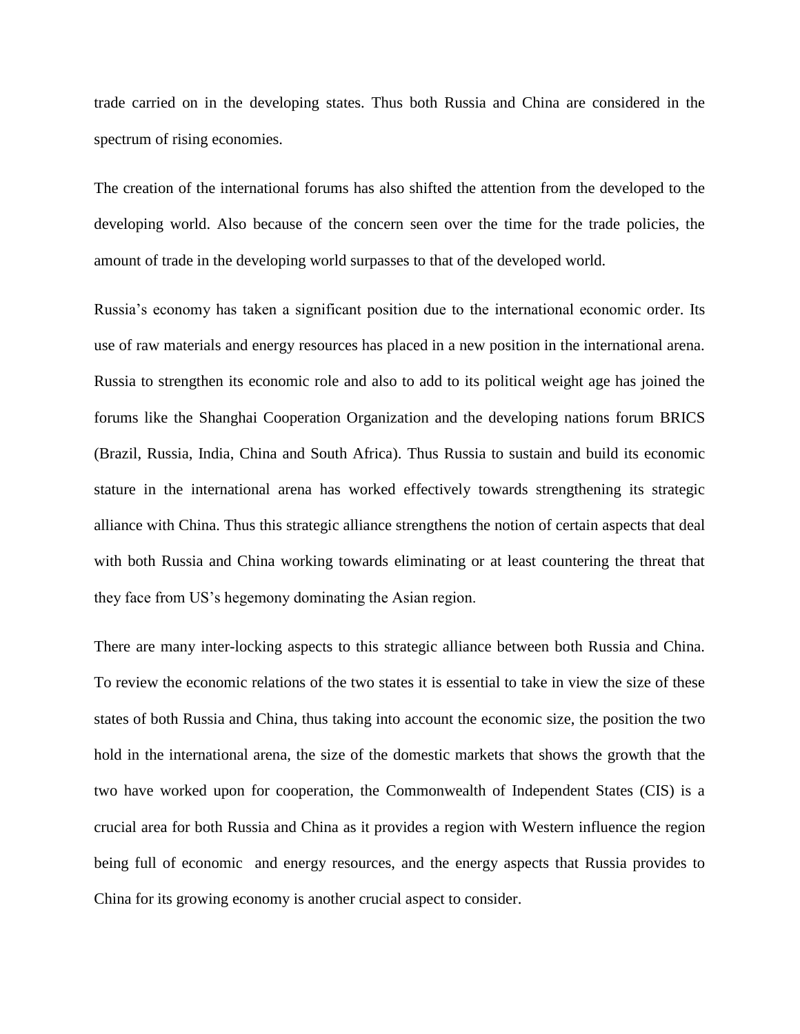trade carried on in the developing states. Thus both Russia and China are considered in the spectrum of rising economies.

The creation of the international forums has also shifted the attention from the developed to the developing world. Also because of the concern seen over the time for the trade policies, the amount of trade in the developing world surpasses to that of the developed world.

Russia's economy has taken a significant position due to the international economic order. Its use of raw materials and energy resources has placed in a new position in the international arena. Russia to strengthen its economic role and also to add to its political weight age has joined the forums like the Shanghai Cooperation Organization and the developing nations forum BRICS (Brazil, Russia, India, China and South Africa). Thus Russia to sustain and build its economic stature in the international arena has worked effectively towards strengthening its strategic alliance with China. Thus this strategic alliance strengthens the notion of certain aspects that deal with both Russia and China working towards eliminating or at least countering the threat that they face from US's hegemony dominating the Asian region.

There are many inter-locking aspects to this strategic alliance between both Russia and China. To review the economic relations of the two states it is essential to take in view the size of these states of both Russia and China, thus taking into account the economic size, the position the two hold in the international arena, the size of the domestic markets that shows the growth that the two have worked upon for cooperation, the Commonwealth of Independent States (CIS) is a crucial area for both Russia and China as it provides a region with Western influence the region being full of economic and energy resources, and the energy aspects that Russia provides to China for its growing economy is another crucial aspect to consider.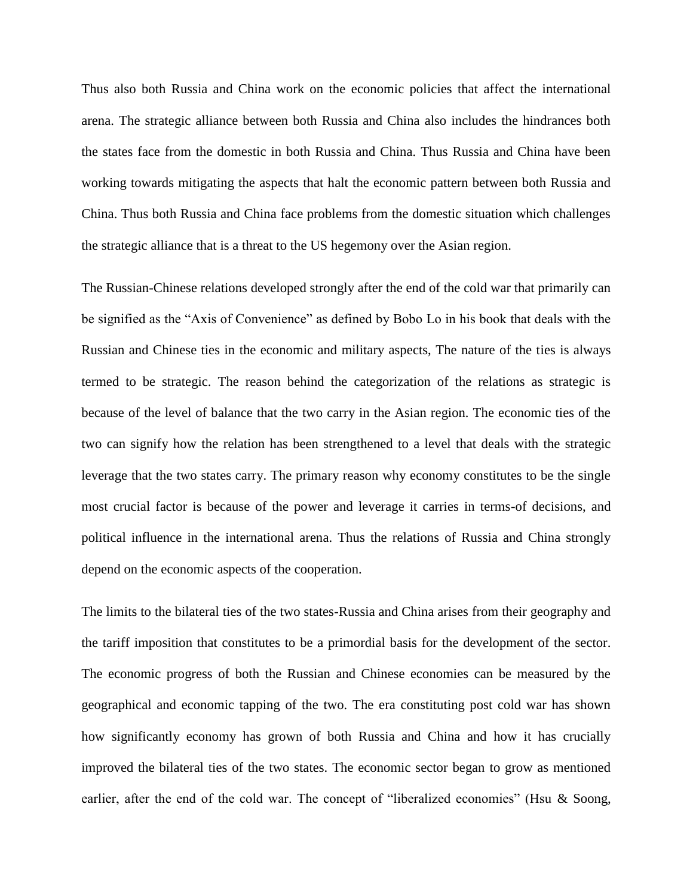Thus also both Russia and China work on the economic policies that affect the international arena. The strategic alliance between both Russia and China also includes the hindrances both the states face from the domestic in both Russia and China. Thus Russia and China have been working towards mitigating the aspects that halt the economic pattern between both Russia and China. Thus both Russia and China face problems from the domestic situation which challenges the strategic alliance that is a threat to the US hegemony over the Asian region.

The Russian-Chinese relations developed strongly after the end of the cold war that primarily can be signified as the "Axis of Convenience" as defined by Bobo Lo in his book that deals with the Russian and Chinese ties in the economic and military aspects, The nature of the ties is always termed to be strategic. The reason behind the categorization of the relations as strategic is because of the level of balance that the two carry in the Asian region. The economic ties of the two can signify how the relation has been strengthened to a level that deals with the strategic leverage that the two states carry. The primary reason why economy constitutes to be the single most crucial factor is because of the power and leverage it carries in terms-of decisions, and political influence in the international arena. Thus the relations of Russia and China strongly depend on the economic aspects of the cooperation.

The limits to the bilateral ties of the two states-Russia and China arises from their geography and the tariff imposition that constitutes to be a primordial basis for the development of the sector. The economic progress of both the Russian and Chinese economies can be measured by the geographical and economic tapping of the two. The era constituting post cold war has shown how significantly economy has grown of both Russia and China and how it has crucially improved the bilateral ties of the two states. The economic sector began to grow as mentioned earlier, after the end of the cold war. The concept of "liberalized economies" (Hsu & Soong,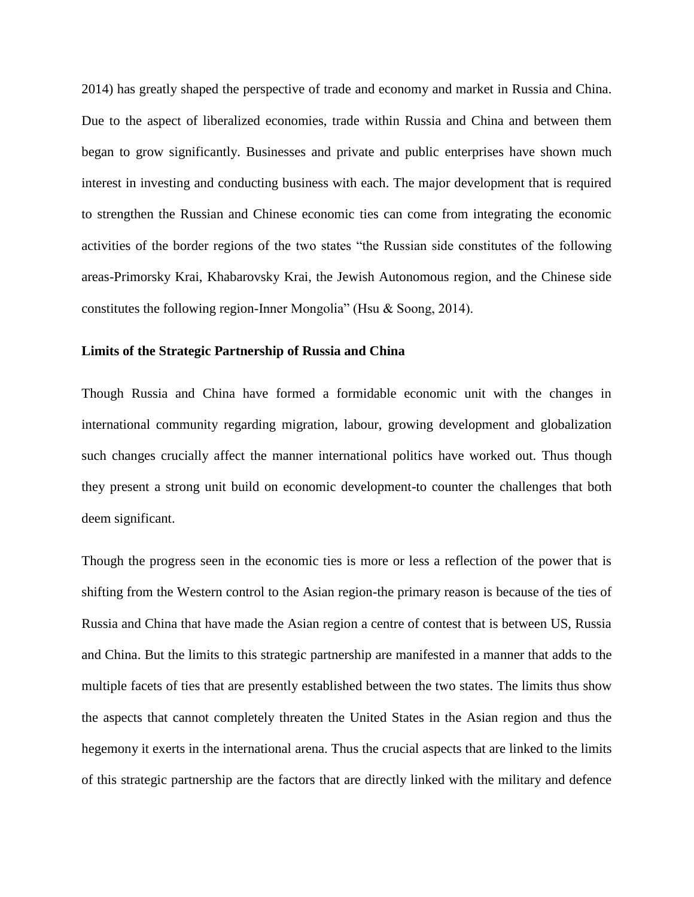2014) has greatly shaped the perspective of trade and economy and market in Russia and China. Due to the aspect of liberalized economies, trade within Russia and China and between them began to grow significantly. Businesses and private and public enterprises have shown much interest in investing and conducting business with each. The major development that is required to strengthen the Russian and Chinese economic ties can come from integrating the economic activities of the border regions of the two states "the Russian side constitutes of the following areas-Primorsky Krai, Khabarovsky Krai, the Jewish Autonomous region, and the Chinese side constitutes the following region-Inner Mongolia" (Hsu & Soong, 2014).

**Limits of the Strategic Partnership of Russia and China**

Though Russia and China have formed a formidable economic unit with the changes in international community regarding migration, labour, growing development and globalization such changes crucially affect the manner international politics have worked out. Thus though they present a strong unit build on economic development-to counter the challenges that both deem significant.

Though the progress seen in the economic ties is more or less a reflection of the power that is shifting from the Western control to the Asian region-the primary reason is because of the ties of Russia and China that have made the Asian region a centre of contest that is between US, Russia and China. But the limits to this strategic partnership are manifested in a manner that adds to the multiple facets of ties that are presently established between the two states. The limits thus show the aspects that cannot completely threaten the United States in the Asian region and thus the hegemony it exerts in the international arena. Thus the crucial aspects that are linked to the limits of this strategic partnership are the factors that are directly linked with the military and defence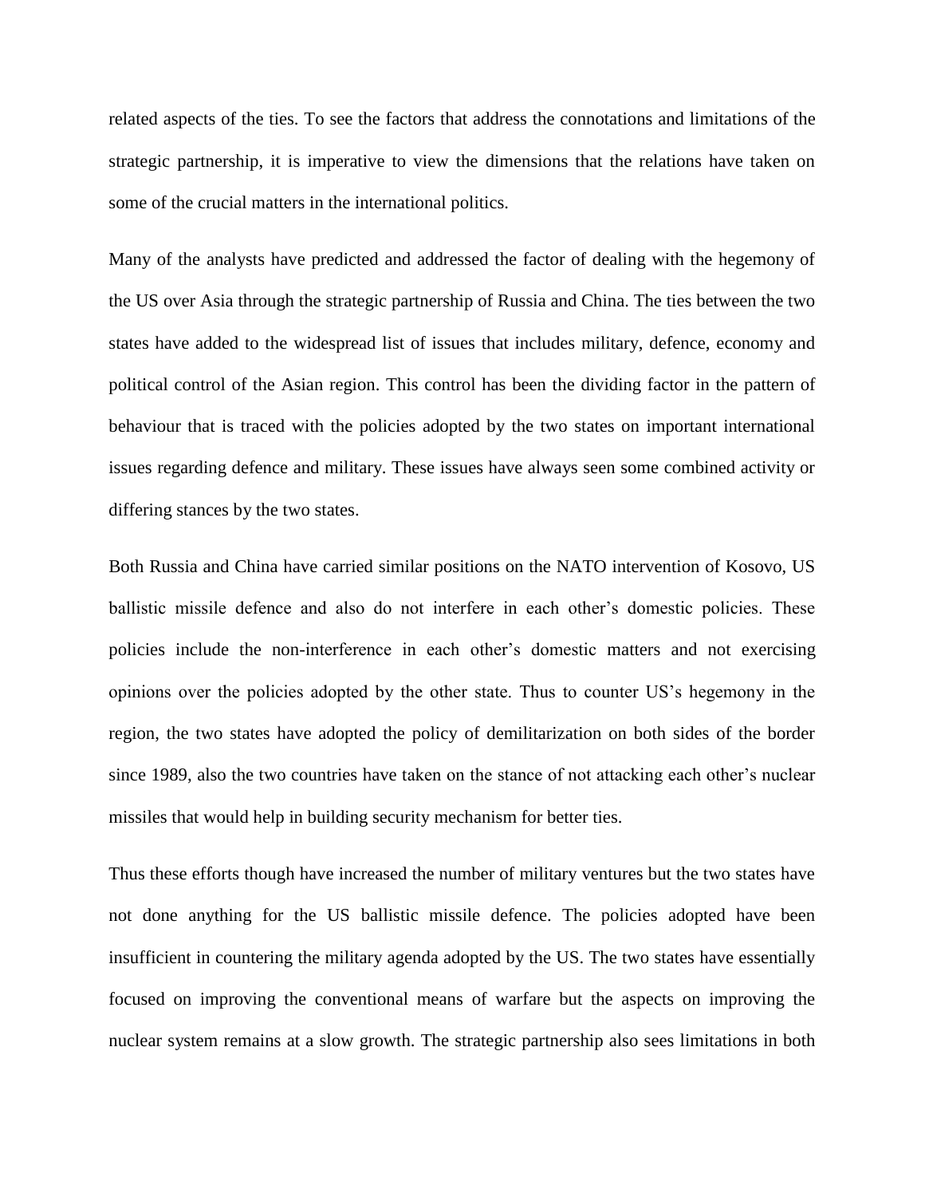related aspects of the ties. To see the factors that address the connotations and limitations of the strategic partnership, it is imperative to view the dimensions that the relations have taken on some of the crucial matters in the international politics.

Many of the analysts have predicted and addressed the factor of dealing with the hegemony of the US over Asia through the strategic partnership of Russia and China. The ties between the two states have added to the widespread list of issues that includes military, defence, economy and political control of the Asian region. This control has been the dividing factor in the pattern of behaviour that is traced with the policies adopted by the two states on important international issues regarding defence and military. These issues have always seen some combined activity or differing stances by the two states.

Both Russia and China have carried similar positions on the NATO intervention of Kosovo, US ballistic missile defence and also do not interfere in each other's domestic policies. These policies include the non-interference in each other's domestic matters and not exercising opinions over the policies adopted by the other state. Thus to counter US's hegemony in the region, the two states have adopted the policy of demilitarization on both sides of the border since 1989, also the two countries have taken on the stance of not attacking each other's nuclear missiles that would help in building security mechanism for better ties.

Thus these efforts though have increased the number of military ventures but the two states have not done anything for the US ballistic missile defence. The policies adopted have been insufficient in countering the military agenda adopted by the US. The two states have essentially focused on improving the conventional means of warfare but the aspects on improving the nuclear system remains at a slow growth. The strategic partnership also sees limitations in both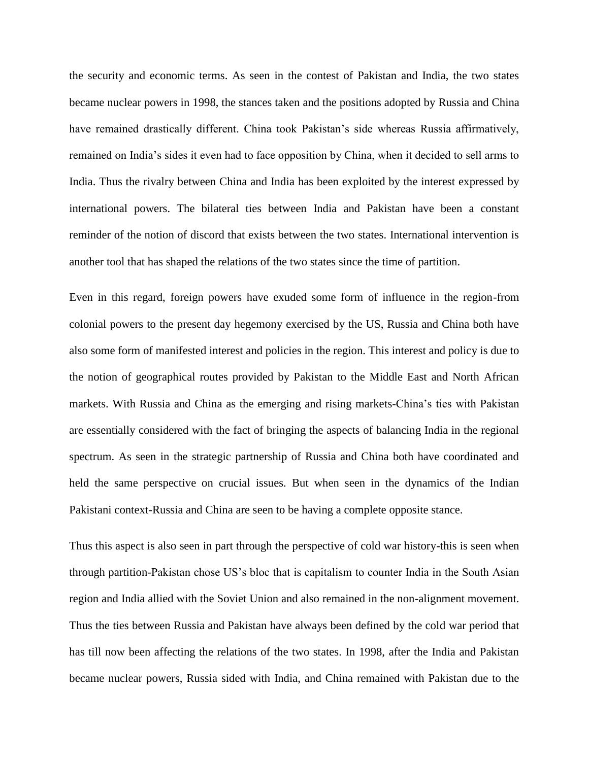the security and economic terms. As seen in the contest of Pakistan and India, the two states became nuclear powers in 1998, the stances taken and the positions adopted by Russia and China have remained drastically different. China took Pakistan's side whereas Russia affirmatively, remained on India's sides it even had to face opposition by China, when it decided to sell arms to India. Thus the rivalry between China and India has been exploited by the interest expressed by international powers. The bilateral ties between India and Pakistan have been a constant reminder of the notion of discord that exists between the two states. International intervention is another tool that has shaped the relations of the two states since the time of partition.

Even in this regard, foreign powers have exuded some form of influence in the region-from colonial powers to the present day hegemony exercised by the US, Russia and China both have also some form of manifested interest and policies in the region. This interest and policy is due to the notion of geographical routes provided by Pakistan to the Middle East and North African markets. With Russia and China as the emerging and rising markets-China's ties with Pakistan are essentially considered with the fact of bringing the aspects of balancing India in the regional spectrum. As seen in the strategic partnership of Russia and China both have coordinated and held the same perspective on crucial issues. But when seen in the dynamics of the Indian Pakistani context-Russia and China are seen to be having a complete opposite stance.

Thus this aspect is also seen in part through the perspective of cold war history-this is seen when through partition-Pakistan chose US's bloc that is capitalism to counter India in the South Asian region and India allied with the Soviet Union and also remained in the non-alignment movement. Thus the ties between Russia and Pakistan have always been defined by the cold war period that has till now been affecting the relations of the two states. In 1998, after the India and Pakistan became nuclear powers, Russia sided with India, and China remained with Pakistan due to the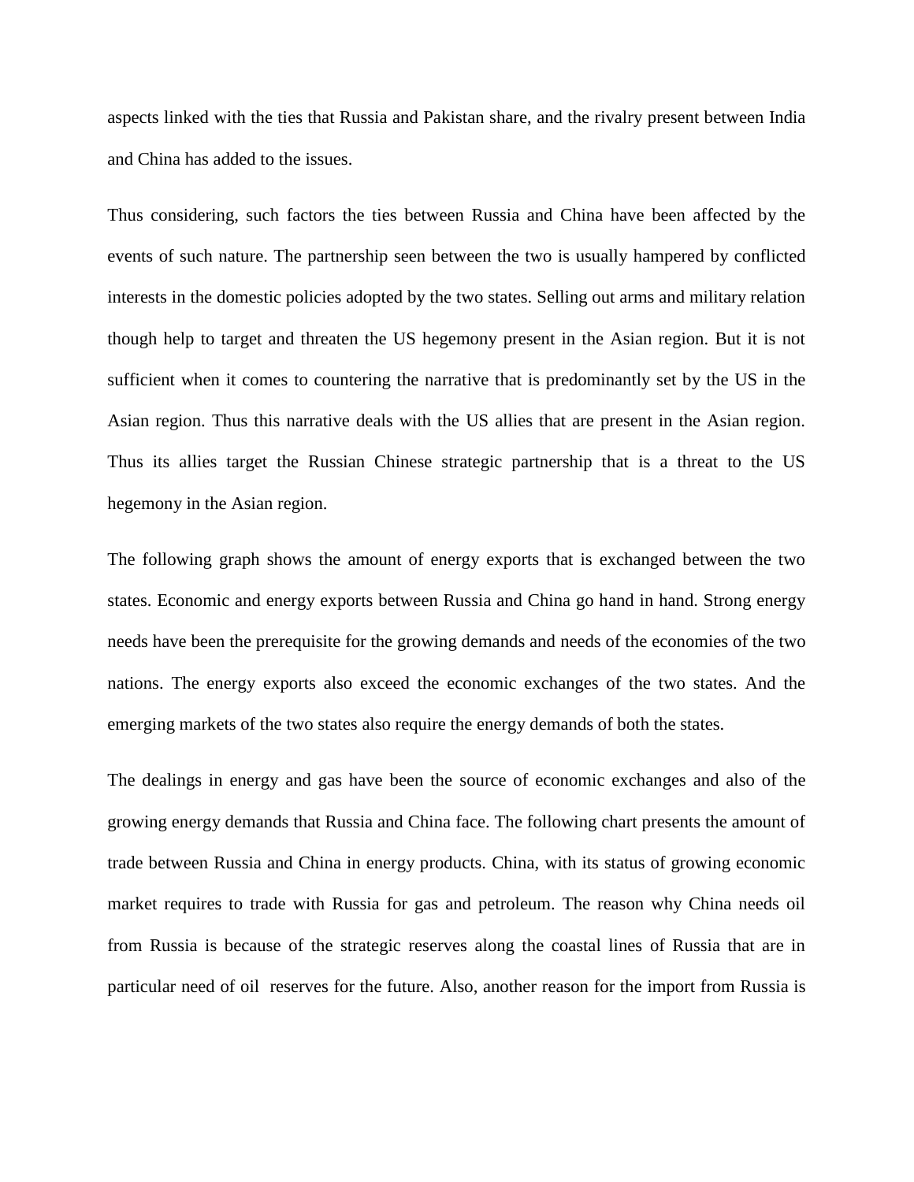aspects linked with the ties that Russia and Pakistan share, and the rivalry present between India and China has added to the issues.

Thus considering, such factors the ties between Russia and China have been affected by the events of such nature. The partnership seen between the two is usually hampered by conflicted interests in the domestic policies adopted by the two states. Selling out arms and military relation though help to target and threaten the US hegemony present in the Asian region. But it is not sufficient when it comes to countering the narrative that is predominantly set by the US in the Asian region. Thus this narrative deals with the US allies that are present in the Asian region. Thus its allies target the Russian Chinese strategic partnership that is a threat to the US hegemony in the Asian region.

The following graph shows the amount of energy exports that is exchanged between the two states. Economic and energy exports between Russia and China go hand in hand. Strong energy needs have been the prerequisite for the growing demands and needs of the economies of the two nations. The energy exports also exceed the economic exchanges of the two states. And the emerging markets of the two states also require the energy demands of both the states.

The dealings in energy and gas have been the source of economic exchanges and also of the growing energy demands that Russia and China face. The following chart presents the amount of trade between Russia and China in energy products. China, with its status of growing economic market requires to trade with Russia for gas and petroleum. The reason why China needs oil from Russia is because of the strategic reserves along the coastal lines of Russia that are in particular need of oil reserves for the future. Also, another reason for the import from Russia is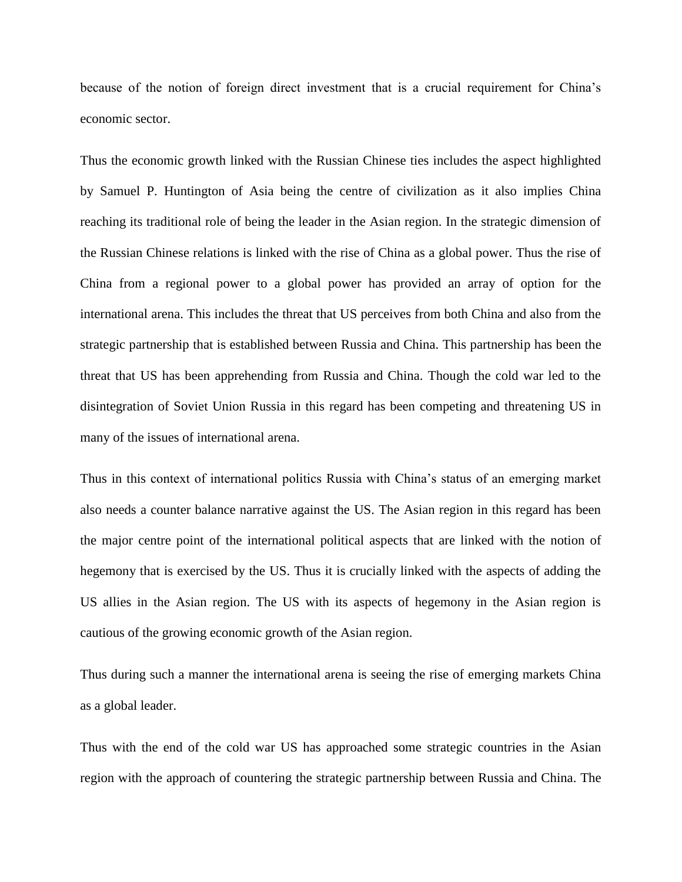because of the notion of foreign direct investment that is a crucial requirement for China's economic sector.

Thus the economic growth linked with the Russian Chinese ties includes the aspect highlighted by Samuel P. Huntington of Asia being the centre of civilization as it also implies China reaching its traditional role of being the leader in the Asian region. In the strategic dimension of the Russian Chinese relations is linked with the rise of China as a global power. Thus the rise of China from a regional power to a global power has provided an array of option for the international arena. This includes the threat that US perceives from both China and also from the strategic partnership that is established between Russia and China. This partnership has been the threat that US has been apprehending from Russia and China. Though the cold war led to the disintegration of Soviet Union Russia in this regard has been competing and threatening US in many of the issues of international arena.

Thus in this context of international politics Russia with China's status of an emerging market also needs a counter balance narrative against the US. The Asian region in this regard has been the major centre point of the international political aspects that are linked with the notion of hegemony that is exercised by the US. Thus it is crucially linked with the aspects of adding the US allies in the Asian region. The US with its aspects of hegemony in the Asian region is cautious of the growing economic growth of the Asian region.

Thus during such a manner the international arena is seeing the rise of emerging markets China as a global leader.

Thus with the end of the cold war US has approached some strategic countries in the Asian region with the approach of countering the strategic partnership between Russia and China. The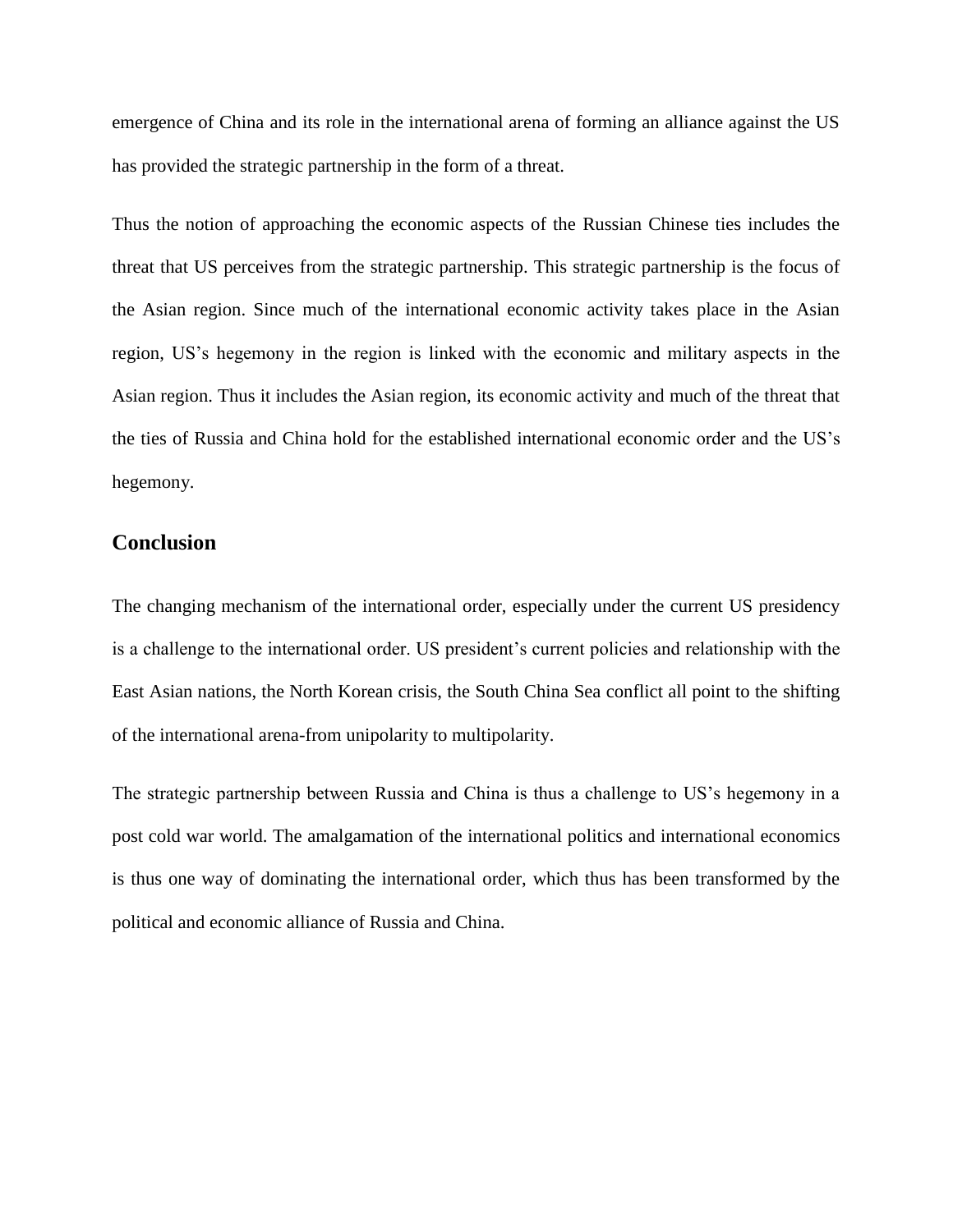emergence of China and its role in the international arena of forming an alliance against the US has provided the strategic partnership in the form of a threat.

Thus the notion of approaching the economic aspects of the Russian Chinese ties includes the threat that US perceives from the strategic partnership. This strategic partnership is the focus of the Asian region. Since much of the international economic activity takes place in the Asian region, US's hegemony in the region is linked with the economic and military aspects in the Asian region. Thus it includes the Asian region, its economic activity and much of the threat that the ties of Russia and China hold for the established international economic order and the US's hegemony.

## Conclusion

The changing mechanism of the international order, especially under the current US presidency is a challenge to the international order. US president's current policies and relationship with the East Asian nations, the North Korean crisis, the South China Sea conflict all point to the shifting of the international arena-from unipolarity to multipolarity.

The strategic partnership between Russia and China is thus a challenge to US's hegemony in a post cold war world. The amalgamation of the international politics and international economics is thus one way of dominating the international order, which thus has been transformed by the political and economic alliance of Russia and China.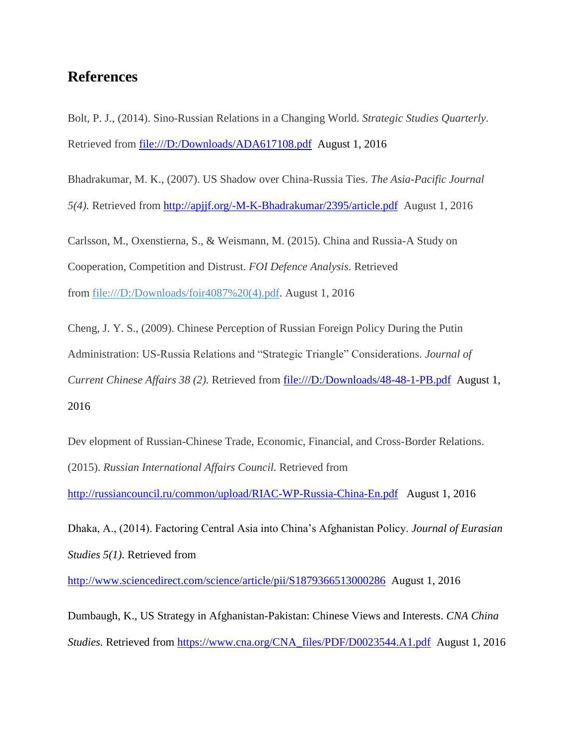## References

Bolt, P. J., (2014). Sino-Russian Relations in a Changing World. *Strategic Studies Quarterly*. Retrieved from file:///D:/Downloads/ADA617108.pdf August 1, 2016

Bhadrakumar, M. K., (2007). US Shadow over China-Russia Ties. *The Asia-Pacific Journal 5(4).* Retrieved from http://apjjf.org/-M-K-Bhadrakumar/2395/article.pdf August 1, 2016

Carlsson, M., Oxenstierna, S., & Weismann, M. (2015). China and Russia-A Study on Cooperation, Competition and Distrust. *FOI Defence Analysis*. Retrieved from file:///D:/Downloads/foir4087%20(4).pdf. August 1, 2016

Cheng, J. Y. S., (2009). Chinese Perception of Russian Foreign Policy During the Putin Administration: US-Russia Relations and "Strategic Triangle" Considerations. *Journal of Current Chinese Affairs 38 (2).* Retrieved from file:///D:/Downloads/48-48-1-PB.pdf August 1, 2016

Dev elopment of Russian-Chinese Trade, Economic, Financial, and Cross-Border Relations. (2015). *Russian International Affairs Council.* Retrieved from http://russiancouncil.ru/common/upload/RIAC-WP-Russia-China-En.pdf August 1, 2016

Dhaka, A., (2014). Factoring Central Asia into China's Afghanistan Policy. *Journal of Eurasian Studies 5(1).* Retrieved from http://www.sciencedirect.com/science/article/pii/S1879366513000286 August 1, 2016

Dumbaugh, K., US Strategy in Afghanistan-Pakistan: Chinese Views and Interests. *CNA China Studies.* Retrieved from https://www.cna.org/CNA_files/PDF/D0023544.A1.pdf August 1, 2016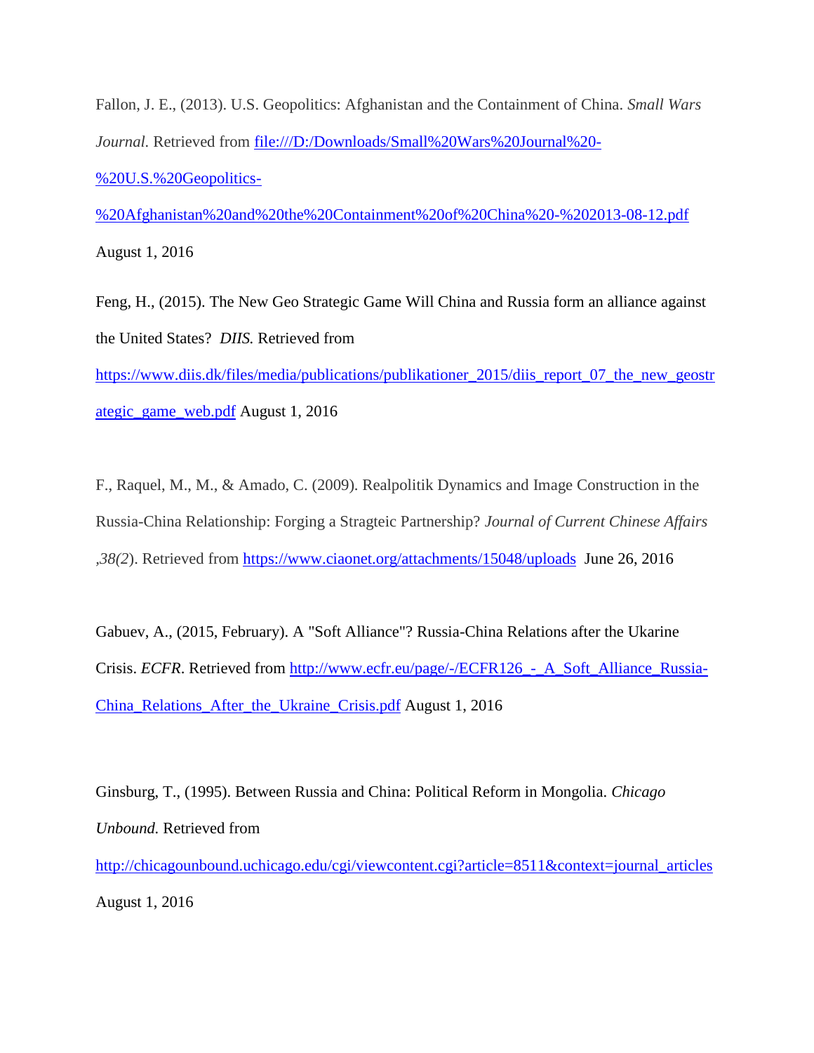Fallon, J. E., (2013). U.S. Geopolitics: Afghanistan and the Containment of China. *Small Wars Journal.* Retrieved from file:///D:/Downloads/Small%20Wars%20Journal%20-%20U.S.%20Geopolitics-%20Afghanistan%20and%20the%20Containment%20of%20China%20-%202013-08-12.pdf August 1, 2016

Feng, H., (2015). The New Geo Strategic Game Will China and Russia form an alliance against the United States? *DIIS.* Retrieved from https://www.diis.dk/files/media/publications/publikationer_2015/diis_report_07_the_new_geostrategic_game_web.pdf August 1, 2016

F., Raquel, M., M., & Amado, C. (2009). Realpolitik Dynamics and Image Construction in the Russia-China Relationship: Forging a Stragteic Partnership? *Journal of Current Chinese Affairs ,38(2*). Retrieved from https://www.ciaonet.org/attachments/15048/uploads June 26, 2016

Gabuev, A., (2015, February). A "Soft Alliance"? Russia-China Relations after the Ukarine Crisis. *ECFR*. Retrieved from http://www.ecfr.eu/page/-/ECFR126_-_A_Soft_Alliance_Russia-China_Relations_After_the_Ukraine_Crisis.pdf August 1, 2016

Ginsburg, T., (1995). Between Russia and China: Political Reform in Mongolia. *Chicago Unbound.* Retrieved from http://chicagounbound.uchicago.edu/cgi/viewcontent.cgi?article=8511&context=journal_articles August 1, 2016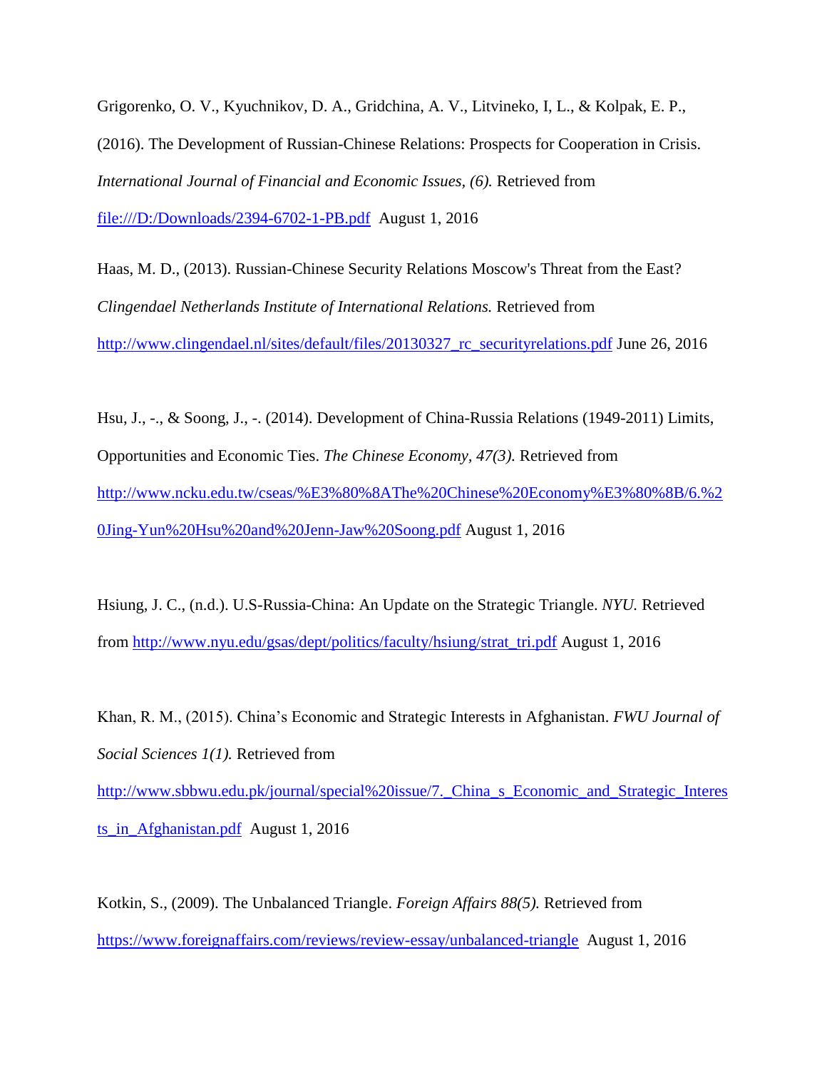Grigorenko, O. V., Kyuchnikov, D. A., Gridchina, A. V., Litvineko, I, L., & Kolpak, E. P., (2016). The Development of Russian-Chinese Relations: Prospects for Cooperation in Crisis. *International Journal of Financial and Economic Issues, (6).* Retrieved from file:///D:/Downloads/2394-6702-1-PB.pdf August 1, 2016

Haas, M. D., (2013). Russian-Chinese Security Relations Moscow's Threat from the East? *Clingendael Netherlands Institute of International Relations.* Retrieved from http://www.clingendael.nl/sites/default/files/20130327_rc_securityrelations.pdf June 26, 2016

Hsu, J., -., & Soong, J., -. (2014). Development of China-Russia Relations (1949-2011) Limits, Opportunities and Economic Ties. *The Chinese Economy, 47(3).* Retrieved from http://www.ncku.edu.tw/cseas/%E3%80%8AThe%20Chinese%20Economy%E3%80%8B/6.%20Jing-Yun%20Hsu%20and%20Jenn-Jaw%20Soong.pdf August 1, 2016

Hsiung, J. C., (n.d.). U.S-Russia-China: An Update on the Strategic Triangle. *NYU.* Retrieved from http://www.nyu.edu/gsas/dept/politics/faculty/hsiung/strat_tri.pdf August 1, 2016

Khan, R. M., (2015). China's Economic and Strategic Interests in Afghanistan. *FWU Journal of Social Sciences 1(1).* Retrieved from http://www.sbbwu.edu.pk/journal/special%20issue/7._China_s_Economic_and_Strategic_Interests_in_Afghanistan.pdf August 1, 2016

Kotkin, S., (2009). The Unbalanced Triangle. *Foreign Affairs 88(5).* Retrieved from https://www.foreignaffairs.com/reviews/review-essay/unbalanced-triangle August 1, 2016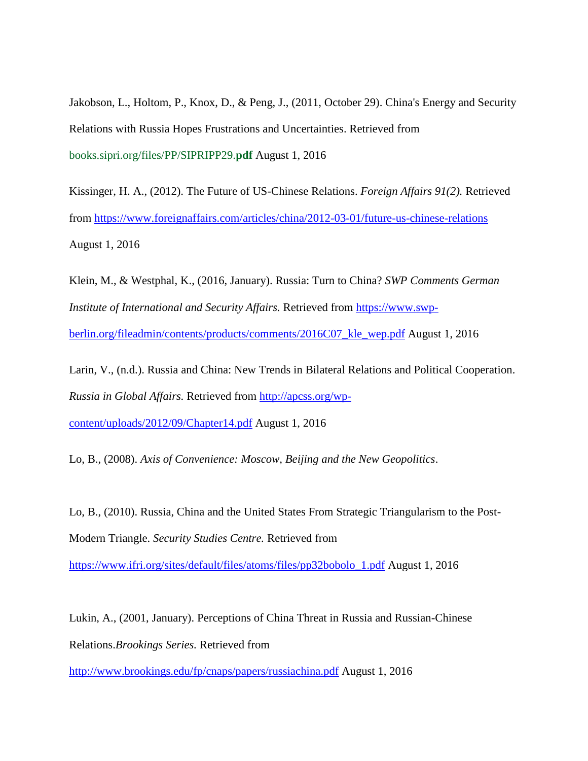Jakobson, L., Holtom, P., Knox, D., & Peng, J., (2011, October 29). China's Energy and Security Relations with Russia Hopes Frustrations and Uncertainties. Retrieved from books.sipri.org/files/PP/SIPRIPP29.**pdf** August 1, 2016

Kissinger, H. A., (2012). The Future of US-Chinese Relations. *Foreign Affairs 91(2).* Retrieved from https://www.foreignaffairs.com/articles/china/2012-03-01/future-us-chinese-relations August 1, 2016

Klein, M., & Westphal, K., (2016, January). Russia: Turn to China? *SWP Comments German Institute of International and Security Affairs.* Retrieved from https://www.swp-berlin.org/fileadmin/contents/products/comments/2016C07_kle_wep.pdf August 1, 2016

Larin, V., (n.d.). Russia and China: New Trends in Bilateral Relations and Political Cooperation. *Russia in Global Affairs.* Retrieved from http://apcss.org/wp-content/uploads/2012/09/Chapter14.pdf August 1, 2016

Lo, B., (2008). *Axis of Convenience: Moscow, Beijing and the New Geopolitics*.

Lo, B., (2010). Russia, China and the United States From Strategic Triangularism to the Post-Modern Triangle. *Security Studies Centre.* Retrieved from https://www.ifri.org/sites/default/files/atoms/files/pp32bobolo_1.pdf August 1, 2016

Lukin, A., (2001, January). Perceptions of China Threat in Russia and Russian-Chinese Relations.*Brookings Series.* Retrieved from http://www.brookings.edu/fp/cnaps/papers/russiachina.pdf August 1, 2016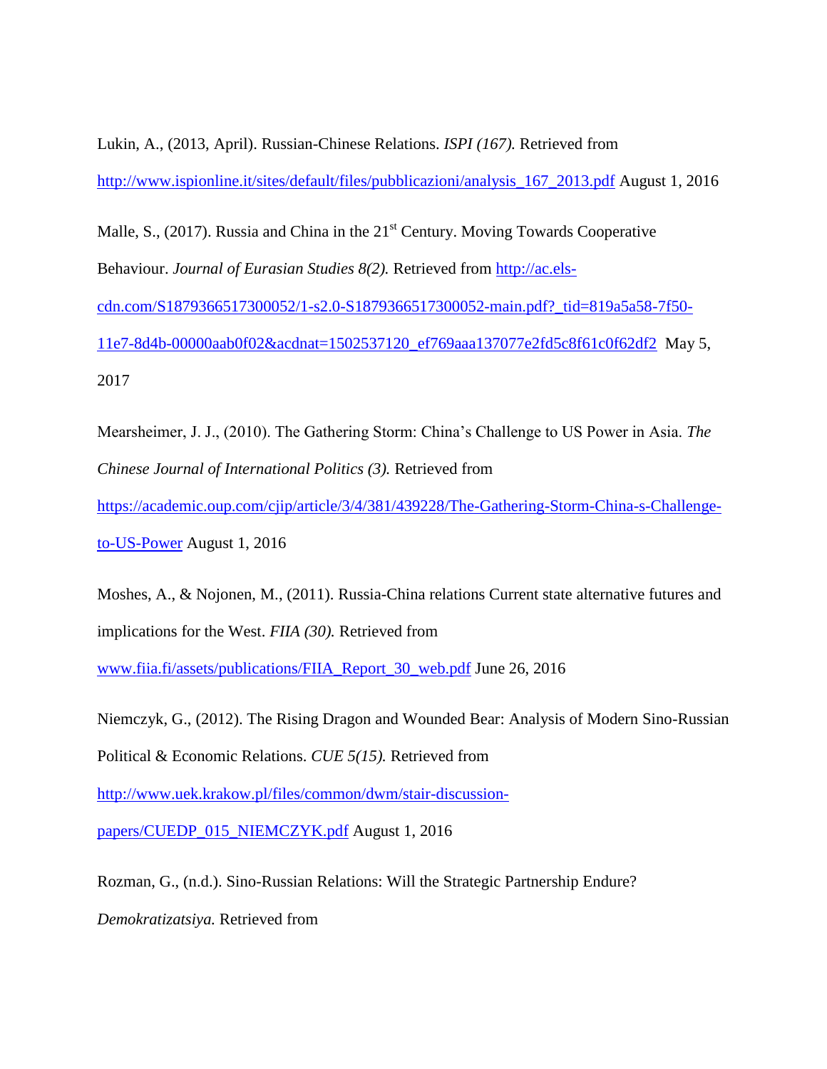Lukin, A., (2013, April). Russian-Chinese Relations. *ISPI (167).* Retrieved from http://www.ispionline.it/sites/default/files/pubblicazioni/analysis_167_2013.pdf August 1, 2016

Malle, S., (2017). Russia and China in the 21st Century. Moving Towards Cooperative Behaviour. *Journal of Eurasian Studies 8(2).* Retrieved from http://ac.els-cdn.com/S1879366517300052/1-s2.0-S1879366517300052-main.pdf?_tid=819a5a58-7f50-11e7-8d4b-00000aab0f02&acdnat=1502537120_ef769aaa137077e2fd5c8f61c0f62df2 May 5, 2017

Mearsheimer, J. J., (2010). The Gathering Storm: China's Challenge to US Power in Asia. *The Chinese Journal of International Politics (3).* Retrieved from https://academic.oup.com/cjip/article/3/4/381/439228/The-Gathering-Storm-China-s-Challenge-to-US-Power August 1, 2016

Moshes, A., & Nojonen, M., (2011). Russia-China relations Current state alternative futures and implications for the West. *FIIA (30).* Retrieved from www.fiia.fi/assets/publications/FIIA_Report_30_web.pdf June 26, 2016

Niemczyk, G., (2012). The Rising Dragon and Wounded Bear: Analysis of Modern Sino-Russian Political & Economic Relations. *CUE 5(15).* Retrieved from http://www.uek.krakow.pl/files/common/dwm/stair-discussion-papers/CUEDP_015_NIEMCZYK.pdf August 1, 2016

Rozman, G., (n.d.). Sino-Russian Relations: Will the Strategic Partnership Endure? *Demokratizatsiya.* Retrieved from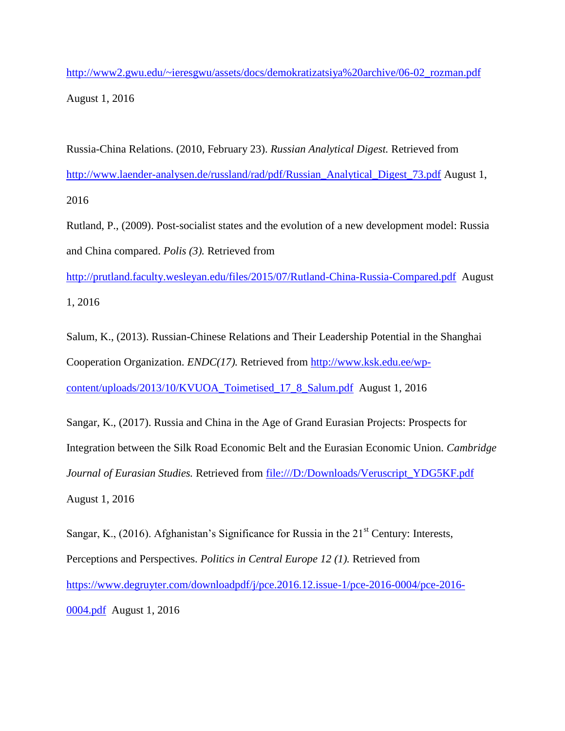http://www2.gwu.edu/~ieresgwu/assets/docs/demokratizatsiya%20archive/06-02_rozman.pdf August 1, 2016

Russia-China Relations. (2010, February 23). *Russian Analytical Digest.* Retrieved from http://www.laender-analysen.de/russland/rad/pdf/Russian_Analytical_Digest_73.pdf August 1, 2016

Rutland, P., (2009). Post-socialist states and the evolution of a new development model: Russia and China compared. *Polis (3).* Retrieved from http://prutland.faculty.wesleyan.edu/files/2015/07/Rutland-China-Russia-Compared.pdf August 1, 2016

Salum, K., (2013). Russian-Chinese Relations and Their Leadership Potential in the Shanghai Cooperation Organization. *ENDC(17).* Retrieved from http://www.ksk.edu.ee/wp-content/uploads/2013/10/KVUOA_Toimetised_17_8_Salum.pdf August 1, 2016

Sangar, K., (2017). Russia and China in the Age of Grand Eurasian Projects: Prospects for Integration between the Silk Road Economic Belt and the Eurasian Economic Union. *Cambridge Journal of Eurasian Studies.* Retrieved from file:///D:/Downloads/Veruscript_YDG5KF.pdf August 1, 2016

Sangar, K., (2016). Afghanistan's Significance for Russia in the 21st Century: Interests, Perceptions and Perspectives. *Politics in Central Europe 12 (1).* Retrieved from https://www.degruyter.com/downloadpdf/j/pce.2016.12.issue-1/pce-2016-0004/pce-2016-0004.pdf August 1, 2016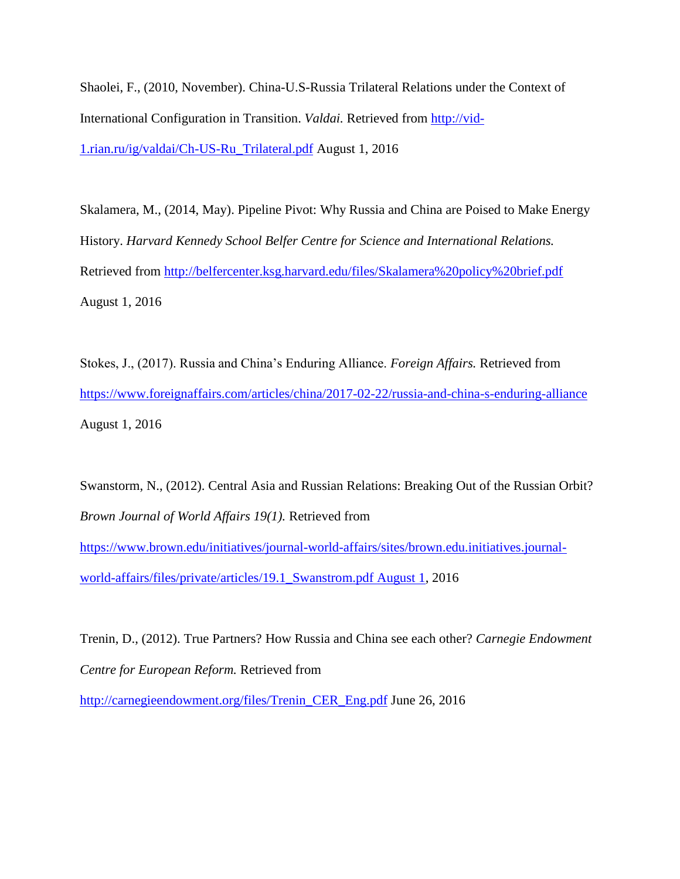Shaolei, F., (2010, November). China-U.S-Russia Trilateral Relations under the Context of International Configuration in Transition. *Valdai.* Retrieved from http://vid-1.rian.ru/ig/valdai/Ch-US-Ru_Trilateral.pdf August 1, 2016

Skalamera, M., (2014, May). Pipeline Pivot: Why Russia and China are Poised to Make Energy History. *Harvard Kennedy School Belfer Centre for Science and International Relations.* Retrieved from http://belfercenter.ksg.harvard.edu/files/Skalamera%20policy%20brief.pdf August 1, 2016

Stokes, J., (2017). Russia and China's Enduring Alliance. *Foreign Affairs.* Retrieved from https://www.foreignaffairs.com/articles/china/2017-02-22/russia-and-china-s-enduring-alliance August 1, 2016

Swanstorm, N., (2012). Central Asia and Russian Relations: Breaking Out of the Russian Orbit? *Brown Journal of World Affairs 19(1).* Retrieved from https://www.brown.edu/initiatives/journal-world-affairs/sites/brown.edu.initiatives.journal-world-affairs/files/private/articles/19.1_Swanstrom.pdf August 1, 2016

Trenin, D., (2012). True Partners? How Russia and China see each other? *Carnegie Endowment Centre for European Reform.* Retrieved from http://carnegieendowment.org/files/Trenin_CER_Eng.pdf June 26, 2016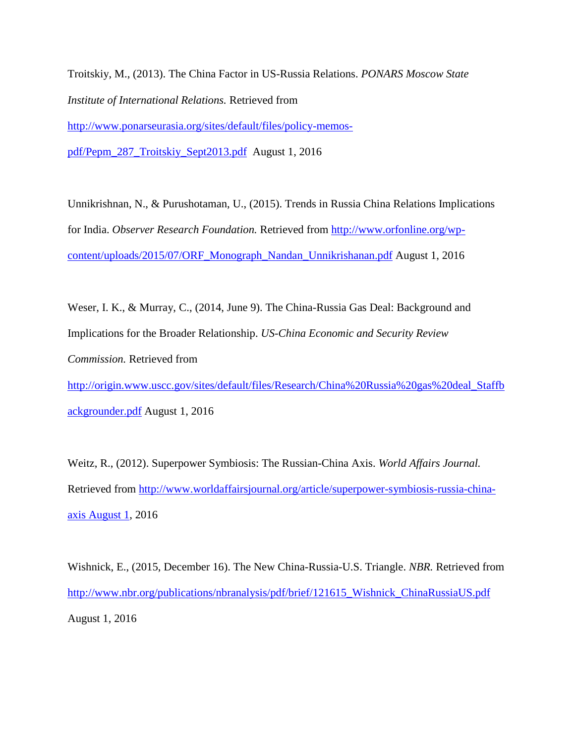Troitskiy, M., (2013). The China Factor in US-Russia Relations. *PONARS Moscow State Institute of International Relations.* Retrieved from http://www.ponarseurasia.org/sites/default/files/policy-memos-pdf/Pepm_287_Troitskiy_Sept2013.pdf August 1, 2016

Unnikrishnan, N., & Purushotaman, U., (2015). Trends in Russia China Relations Implications for India. *Observer Research Foundation.* Retrieved from http://www.orfonline.org/wp-content/uploads/2015/07/ORF_Monograph_Nandan_Unnikrishanan.pdf August 1, 2016

Weser, I. K., & Murray, C., (2014, June 9). The China-Russia Gas Deal: Background and Implications for the Broader Relationship. *US-China Economic and Security Review Commission.* Retrieved from http://origin.www.uscc.gov/sites/default/files/Research/China%20Russia%20gas%20deal_Staffbackgrounder.pdf August 1, 2016

Weitz, R., (2012). Superpower Symbiosis: The Russian-China Axis. *World Affairs Journal.* Retrieved from http://www.worldaffairsjournal.org/article/superpower-symbiosis-russia-china-axis August 1, 2016

Wishnick, E., (2015, December 16). The New China-Russia-U.S. Triangle. *NBR.* Retrieved from http://www.nbr.org/publications/nbranalysis/pdf/brief/121615_Wishnick_ChinaRussiaUS.pdf August 1, 2016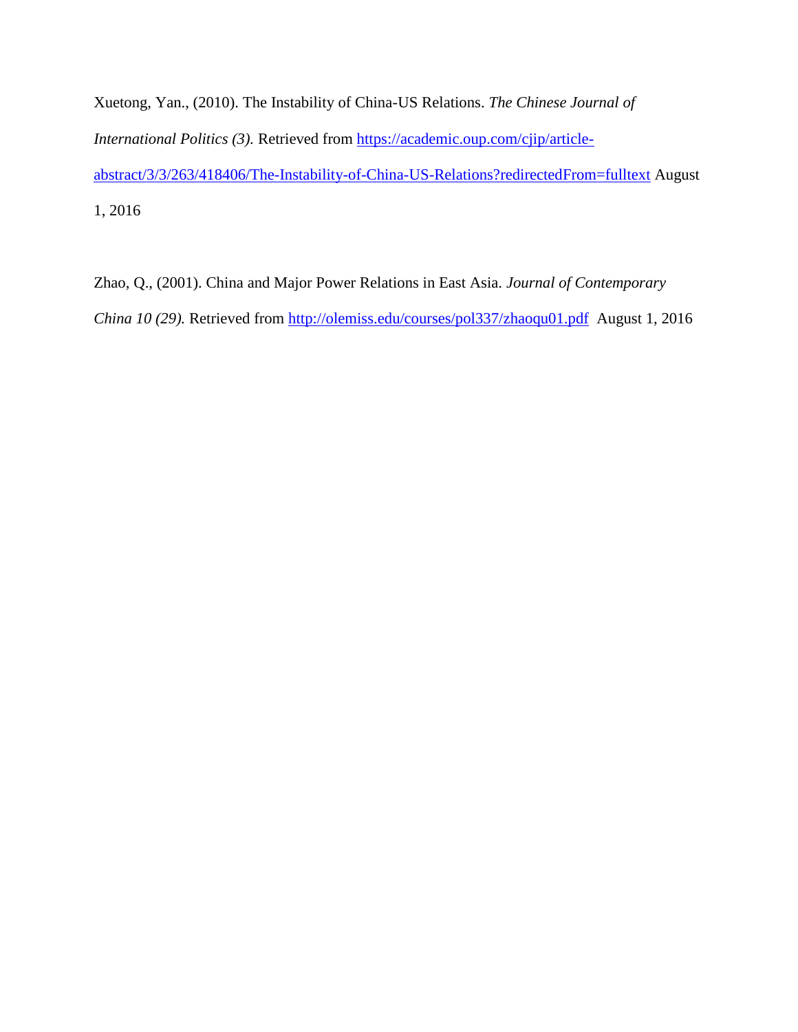Xuetong, Yan., (2010). The Instability of China-US Relations. *The Chinese Journal of International Politics (3).* Retrieved from https://academic.oup.com/cjip/article-abstract/3/3/263/418406/The-Instability-of-China-US-Relations?redirectedFrom=fulltext August 1, 2016

Zhao, Q., (2001). China and Major Power Relations in East Asia. *Journal of Contemporary China 10 (29).* Retrieved from http://olemiss.edu/courses/pol337/zhaoqu01.pdf August 1, 2016